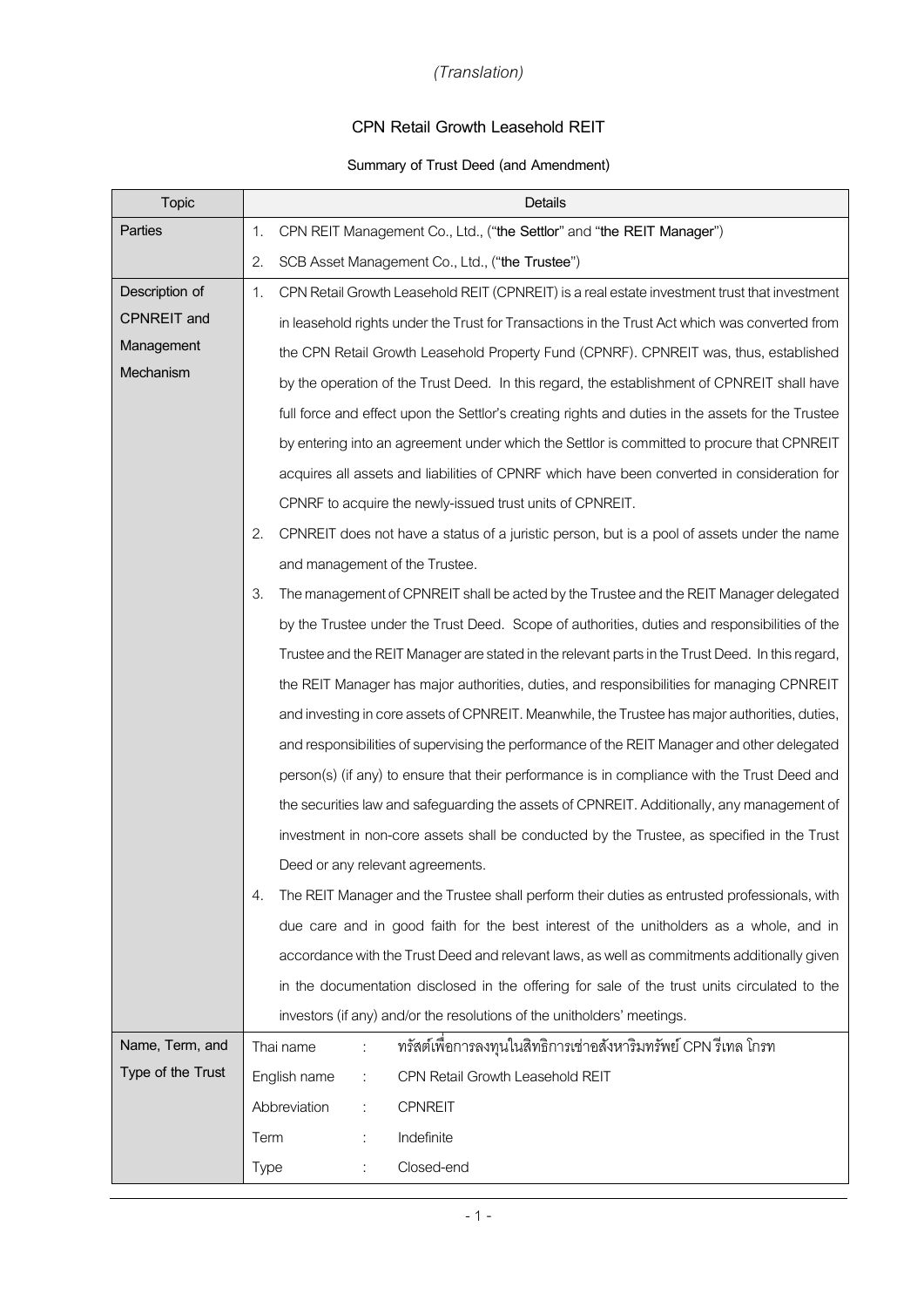*(Translation)*

# CPN Retail Growth Leasehold REIT

## Summary of Trust Deed (and Amendment)

| Topic | Details |
|---|---|
| Parties | 1. CPN REIT Management Co., Ltd., ("**the Settlor**" and "**the REIT Manager**")<br>2. SCB Asset Management Co., Ltd., ("**the Trustee**") |
| Description of CPNREIT and Management Mechanism | 1. CPN Retail Growth Leasehold REIT (CPNREIT) is a real estate investment trust that investment in leasehold rights under the Trust for Transactions in the Trust Act which was converted from the CPN Retail Growth Leasehold Property Fund (CPNRF). CPNREIT was, thus, established by the operation of the Trust Deed. In this regard, the establishment of CPNREIT shall have full force and effect upon the Settlor's creating rights and duties in the assets for the Trustee by entering into an agreement under which the Settlor is committed to procure that CPNREIT acquires all assets and liabilities of CPNRF which have been converted in consideration for CPNRF to acquire the newly-issued trust units of CPNREIT.<br>2. CPNREIT does not have a status of a juristic person, but is a pool of assets under the name and management of the Trustee.<br>3. The management of CPNREIT shall be acted by the Trustee and the REIT Manager delegated by the Trustee under the Trust Deed. Scope of authorities, duties and responsibilities of the Trustee and the REIT Manager are stated in the relevant parts in the Trust Deed. In this regard, the REIT Manager has major authorities, duties, and responsibilities for managing CPNREIT and investing in core assets of CPNREIT. Meanwhile, the Trustee has major authorities, duties, and responsibilities of supervising the performance of the REIT Manager and other delegated person(s) (if any) to ensure that their performance is in compliance with the Trust Deed and the securities law and safeguarding the assets of CPNREIT. Additionally, any management of investment in non-core assets shall be conducted by the Trustee, as specified in the Trust Deed or any relevant agreements.<br>4. The REIT Manager and the Trustee shall perform their duties as entrusted professionals, with due care and in good faith for the best interest of the unitholders as a whole, and in accordance with the Trust Deed and relevant laws, as well as commitments additionally given in the documentation disclosed in the offering for sale of the trust units circulated to the investors (if any) and/or the resolutions of the unitholders' meetings. |
| Name, Term, and Type of the Trust | Thai name : ทรัสต์เพื่อการลงทุนในสิทธิการเช่าอสังหาริมทรัพย์ CPN รีเทล โกรท<br>English name : CPN Retail Growth Leasehold REIT<br>Abbreviation : CPNREIT<br>Term : Indefinite<br>Type : Closed-end |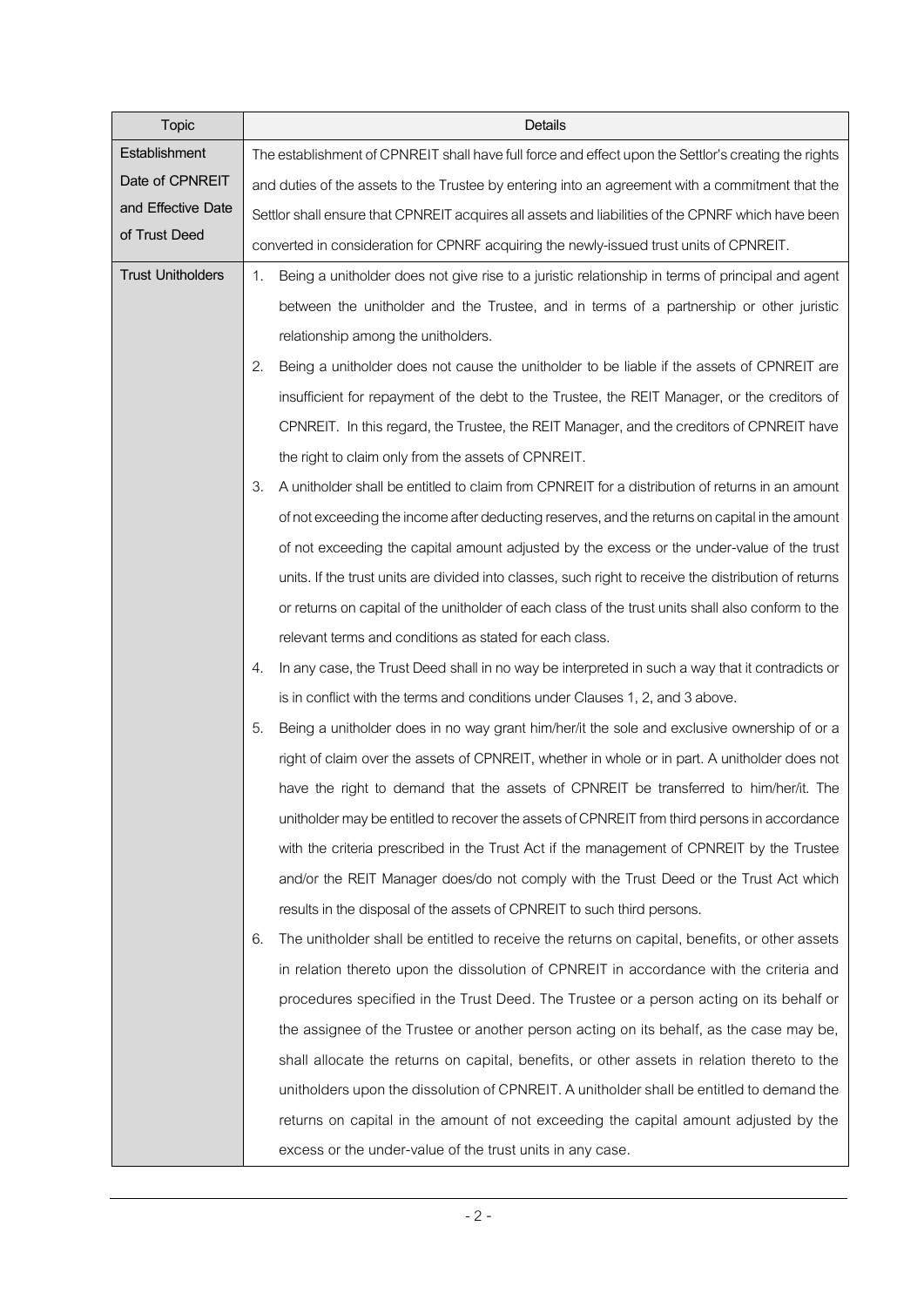| Topic | Details |
| --- | --- |
| Establishment Date of CPNREIT and Effective Date of Trust Deed | The establishment of CPNREIT shall have full force and effect upon the Settlor's creating the rights and duties of the assets to the Trustee by entering into an agreement with a commitment that the Settlor shall ensure that CPNREIT acquires all assets and liabilities of the CPNRF which have been converted in consideration for CPNRF acquiring the newly-issued trust units of CPNREIT. |
| Trust Unitholders | 1. Being a unitholder does not give rise to a juristic relationship in terms of principal and agent between the unitholder and the Trustee, and in terms of a partnership or other juristic relationship among the unitholders.<br>2. Being a unitholder does not cause the unitholder to be liable if the assets of CPNREIT are insufficient for repayment of the debt to the Trustee, the REIT Manager, or the creditors of CPNREIT. In this regard, the Trustee, the REIT Manager, and the creditors of CPNREIT have the right to claim only from the assets of CPNREIT.<br>3. A unitholder shall be entitled to claim from CPNREIT for a distribution of returns in an amount of not exceeding the income after deducting reserves, and the returns on capital in the amount of not exceeding the capital amount adjusted by the excess or the under-value of the trust units. If the trust units are divided into classes, such right to receive the distribution of returns or returns on capital of the unitholder of each class of the trust units shall also conform to the relevant terms and conditions as stated for each class.<br>4. In any case, the Trust Deed shall in no way be interpreted in such a way that it contradicts or is in conflict with the terms and conditions under Clauses 1, 2, and 3 above.<br>5. Being a unitholder does in no way grant him/her/it the sole and exclusive ownership of or a right of claim over the assets of CPNREIT, whether in whole or in part. A unitholder does not have the right to demand that the assets of CPNREIT be transferred to him/her/it. The unitholder may be entitled to recover the assets of CPNREIT from third persons in accordance with the criteria prescribed in the Trust Act if the management of CPNREIT by the Trustee and/or the REIT Manager does/do not comply with the Trust Deed or the Trust Act which results in the disposal of the assets of CPNREIT to such third persons.<br>6. The unitholder shall be entitled to receive the returns on capital, benefits, or other assets in relation thereto upon the dissolution of CPNREIT in accordance with the criteria and procedures specified in the Trust Deed. The Trustee or a person acting on its behalf or the assignee of the Trustee or another person acting on its behalf, as the case may be, shall allocate the returns on capital, benefits, or other assets in relation thereto to the unitholders upon the dissolution of CPNREIT. A unitholder shall be entitled to demand the returns on capital in the amount of not exceeding the capital amount adjusted by the excess or the under-value of the trust units in any case. |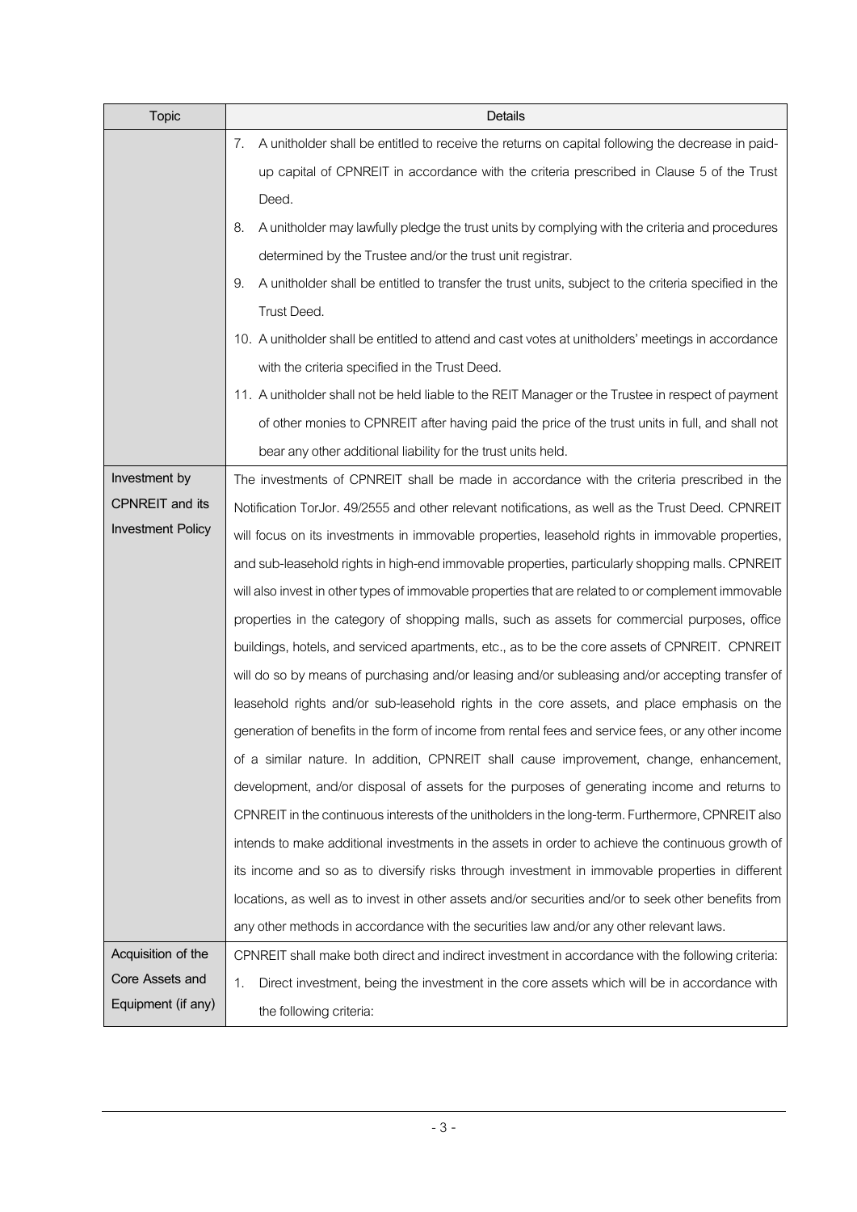| Topic | Details |
| --- | --- |
| | 7. A unitholder shall be entitled to receive the returns on capital following the decrease in paid-up capital of CPNREIT in accordance with the criteria prescribed in Clause 5 of the Trust Deed.<br>8. A unitholder may lawfully pledge the trust units by complying with the criteria and procedures determined by the Trustee and/or the trust unit registrar.<br>9. A unitholder shall be entitled to transfer the trust units, subject to the criteria specified in the Trust Deed.<br>10. A unitholder shall be entitled to attend and cast votes at unitholders' meetings in accordance with the criteria specified in the Trust Deed.<br>11. A unitholder shall not be held liable to the REIT Manager or the Trustee in respect of payment of other monies to CPNREIT after having paid the price of the trust units in full, and shall not bear any other additional liability for the trust units held. |
| Investment by CPNREIT and its Investment Policy | The investments of CPNREIT shall be made in accordance with the criteria prescribed in the Notification TorJor. 49/2555 and other relevant notifications, as well as the Trust Deed. CPNREIT will focus on its investments in immovable properties, leasehold rights in immovable properties, and sub-leasehold rights in high-end immovable properties, particularly shopping malls. CPNREIT will also invest in other types of immovable properties that are related to or complement immovable properties in the category of shopping malls, such as assets for commercial purposes, office buildings, hotels, and serviced apartments, etc., as to be the core assets of CPNREIT. CPNREIT will do so by means of purchasing and/or leasing and/or subleasing and/or accepting transfer of leasehold rights and/or sub-leasehold rights in the core assets, and place emphasis on the generation of benefits in the form of income from rental fees and service fees, or any other income of a similar nature. In addition, CPNREIT shall cause improvement, change, enhancement, development, and/or disposal of assets for the purposes of generating income and returns to CPNREIT in the continuous interests of the unitholders in the long-term. Furthermore, CPNREIT also intends to make additional investments in the assets in order to achieve the continuous growth of its income and so as to diversify risks through investment in immovable properties in different locations, as well as to invest in other assets and/or securities and/or to seek other benefits from any other methods in accordance with the securities law and/or any other relevant laws. |
| Acquisition of the Core Assets and Equipment (if any) | CPNREIT shall make both direct and indirect investment in accordance with the following criteria:<br>1. Direct investment, being the investment in the core assets which will be in accordance with the following criteria: |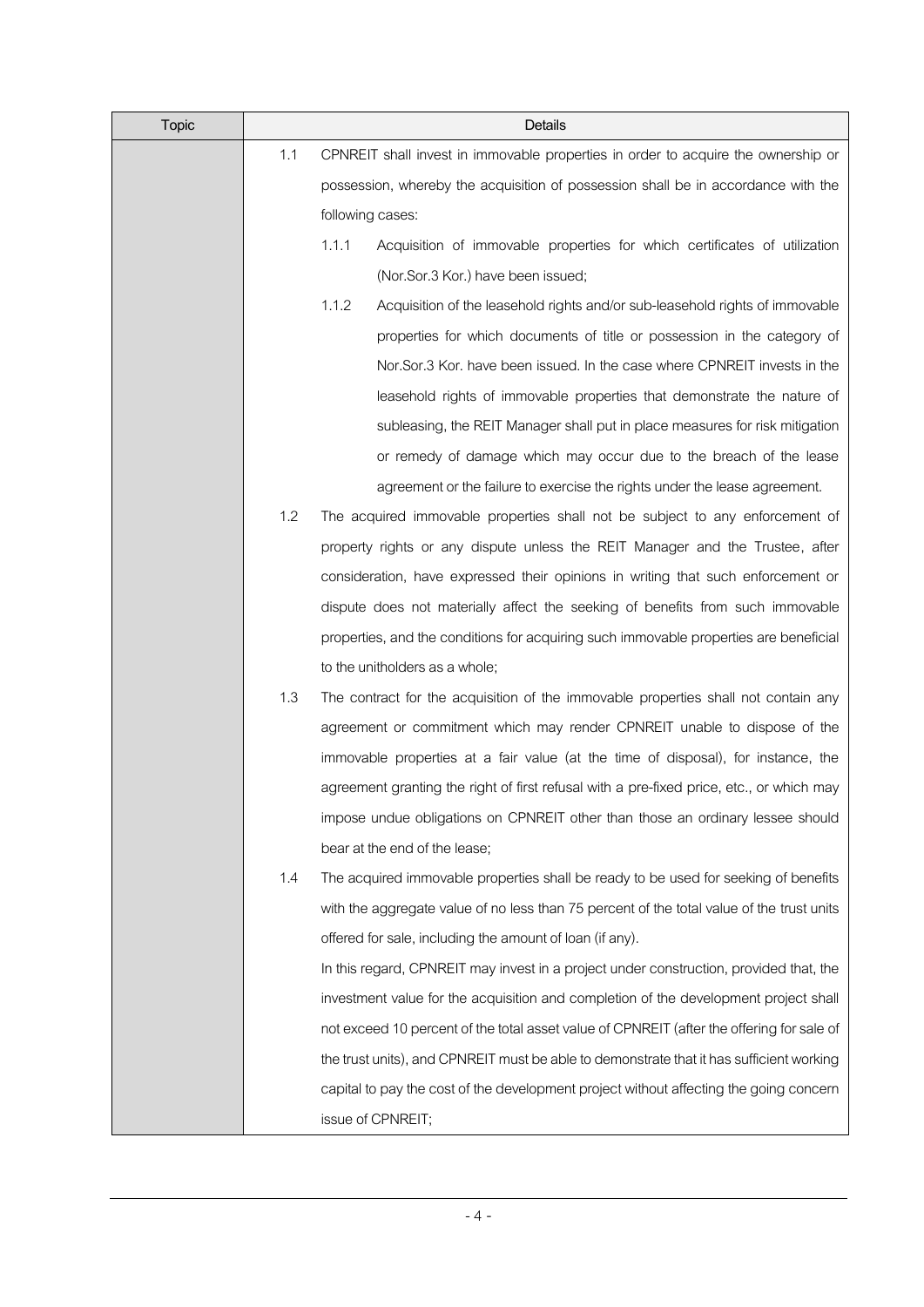| Topic | Details |
|---|---|
| | 1.1 CPNREIT shall invest in immovable properties in order to acquire the ownership or possession, whereby the acquisition of possession shall be in accordance with the following cases:<br>1.1.1 Acquisition of immovable properties for which certificates of utilization (Nor.Sor.3 Kor.) have been issued;<br>1.1.2 Acquisition of the leasehold rights and/or sub-leasehold rights of immovable properties for which documents of title or possession in the category of Nor.Sor.3 Kor. have been issued. In the case where CPNREIT invests in the leasehold rights of immovable properties that demonstrate the nature of subleasing, the REIT Manager shall put in place measures for risk mitigation or remedy of damage which may occur due to the breach of the lease agreement or the failure to exercise the rights under the lease agreement.<br>1.2 The acquired immovable properties shall not be subject to any enforcement of property rights or any dispute unless the REIT Manager and the Trustee, after consideration, have expressed their opinions in writing that such enforcement or dispute does not materially affect the seeking of benefits from such immovable properties, and the conditions for acquiring such immovable properties are beneficial to the unitholders as a whole;<br>1.3 The contract for the acquisition of the immovable properties shall not contain any agreement or commitment which may render CPNREIT unable to dispose of the immovable properties at a fair value (at the time of disposal), for instance, the agreement granting the right of first refusal with a pre-fixed price, etc., or which may impose undue obligations on CPNREIT other than those an ordinary lessee should bear at the end of the lease;<br>1.4 The acquired immovable properties shall be ready to be used for seeking of benefits with the aggregate value of no less than 75 percent of the total value of the trust units offered for sale, including the amount of loan (if any).<br>In this regard, CPNREIT may invest in a project under construction, provided that, the investment value for the acquisition and completion of the development project shall not exceed 10 percent of the total asset value of CPNREIT (after the offering for sale of the trust units), and CPNREIT must be able to demonstrate that it has sufficient working capital to pay the cost of the development project without affecting the going concern issue of CPNREIT; |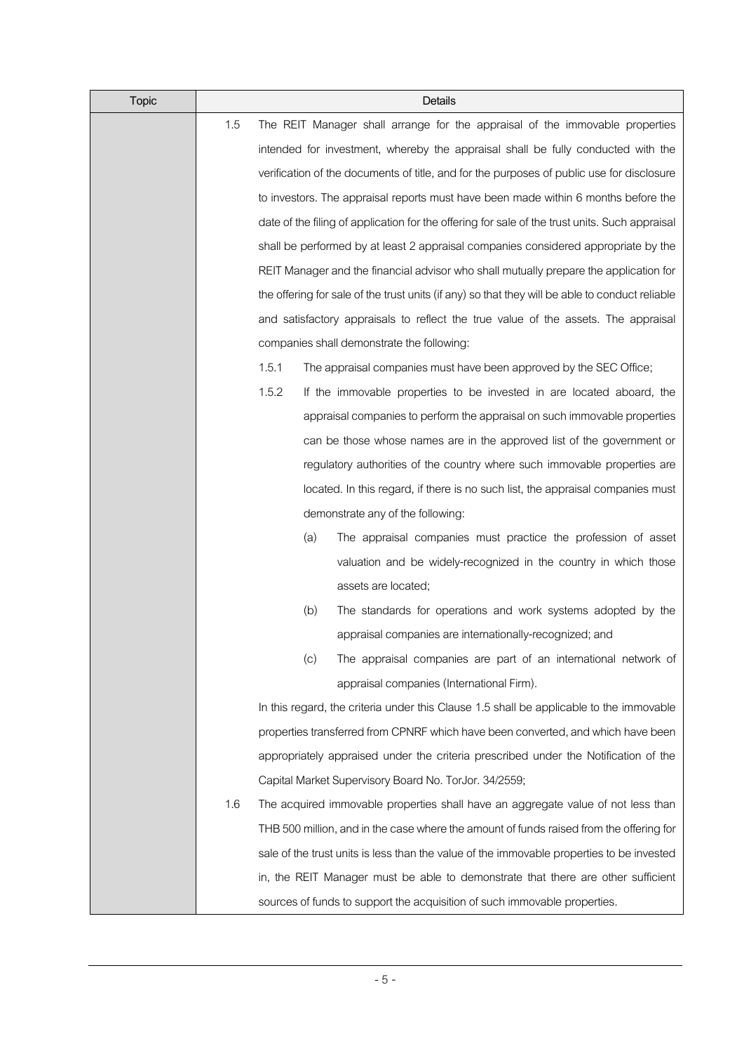| Topic | Details |
| --- | --- |
| | 1.5 The REIT Manager shall arrange for the appraisal of the immovable properties intended for investment, whereby the appraisal shall be fully conducted with the verification of the documents of title, and for the purposes of public use for disclosure to investors. The appraisal reports must have been made within 6 months before the date of the filing of application for the offering for sale of the trust units. Such appraisal shall be performed by at least 2 appraisal companies considered appropriate by the REIT Manager and the financial advisor who shall mutually prepare the application for the offering for sale of the trust units (if any) so that they will be able to conduct reliable and satisfactory appraisals to reflect the true value of the assets. The appraisal companies shall demonstrate the following:<br>1.5.1 The appraisal companies must have been approved by the SEC Office;<br>1.5.2 If the immovable properties to be invested in are located aboard, the appraisal companies to perform the appraisal on such immovable properties can be those whose names are in the approved list of the government or regulatory authorities of the country where such immovable properties are located. In this regard, if there is no such list, the appraisal companies must demonstrate any of the following:<br>(a) The appraisal companies must practice the profession of asset valuation and be widely-recognized in the country in which those assets are located;<br>(b) The standards for operations and work systems adopted by the appraisal companies are internationally-recognized; and<br>(c) The appraisal companies are part of an international network of appraisal companies (International Firm).<br>In this regard, the criteria under this Clause 1.5 shall be applicable to the immovable properties transferred from CPNRF which have been converted, and which have been appropriately appraised under the criteria prescribed under the Notification of the Capital Market Supervisory Board No. TorJor. 34/2559;<br>1.6 The acquired immovable properties shall have an aggregate value of not less than THB 500 million, and in the case where the amount of funds raised from the offering for sale of the trust units is less than the value of the immovable properties to be invested in, the REIT Manager must be able to demonstrate that there are other sufficient sources of funds to support the acquisition of such immovable properties. |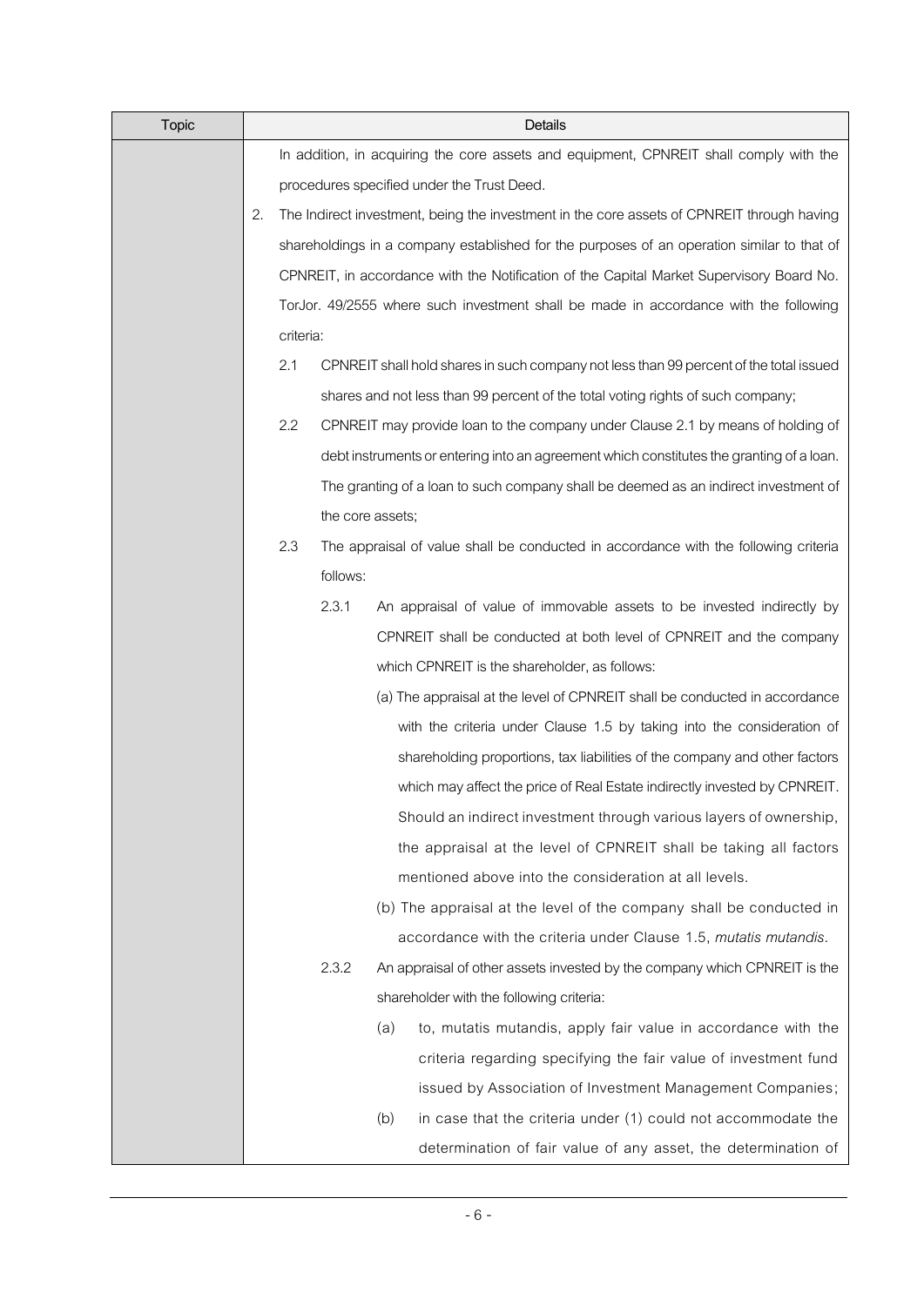| Topic | Details |
| --- | --- |
| | In addition, in acquiring the core assets and equipment, CPNREIT shall comply with the procedures specified under the Trust Deed.<br>2. The Indirect investment, being the investment in the core assets of CPNREIT through having shareholdings in a company established for the purposes of an operation similar to that of CPNREIT, in accordance with the Notification of the Capital Market Supervisory Board No. TorJor. 49/2555 where such investment shall be made in accordance with the following criteria:<br>2.1 CPNREIT shall hold shares in such company not less than 99 percent of the total issued shares and not less than 99 percent of the total voting rights of such company;<br>2.2 CPNREIT may provide loan to the company under Clause 2.1 by means of holding of debt instruments or entering into an agreement which constitutes the granting of a loan. The granting of a loan to such company shall be deemed as an indirect investment of the core assets;<br>2.3 The appraisal of value shall be conducted in accordance with the following criteria follows:<br>2.3.1 An appraisal of value of immovable assets to be invested indirectly by CPNREIT shall be conducted at both level of CPNREIT and the company which CPNREIT is the shareholder, as follows:<br>(a) The appraisal at the level of CPNREIT shall be conducted in accordance with the criteria under Clause 1.5 by taking into the consideration of shareholding proportions, tax liabilities of the company and other factors which may affect the price of Real Estate indirectly invested by CPNREIT. Should an indirect investment through various layers of ownership, the appraisal at the level of CPNREIT shall be taking all factors mentioned above into the consideration at all levels.<br>(b) The appraisal at the level of the company shall be conducted in accordance with the criteria under Clause 1.5, *mutatis mutandis*.<br>2.3.2 An appraisal of other assets invested by the company which CPNREIT is the shareholder with the following criteria:<br>(a) to, mutatis mutandis, apply fair value in accordance with the criteria regarding specifying the fair value of investment fund issued by Association of Investment Management Companies;<br>(b) in case that the criteria under (1) could not accommodate the determination of fair value of any asset, the determination of |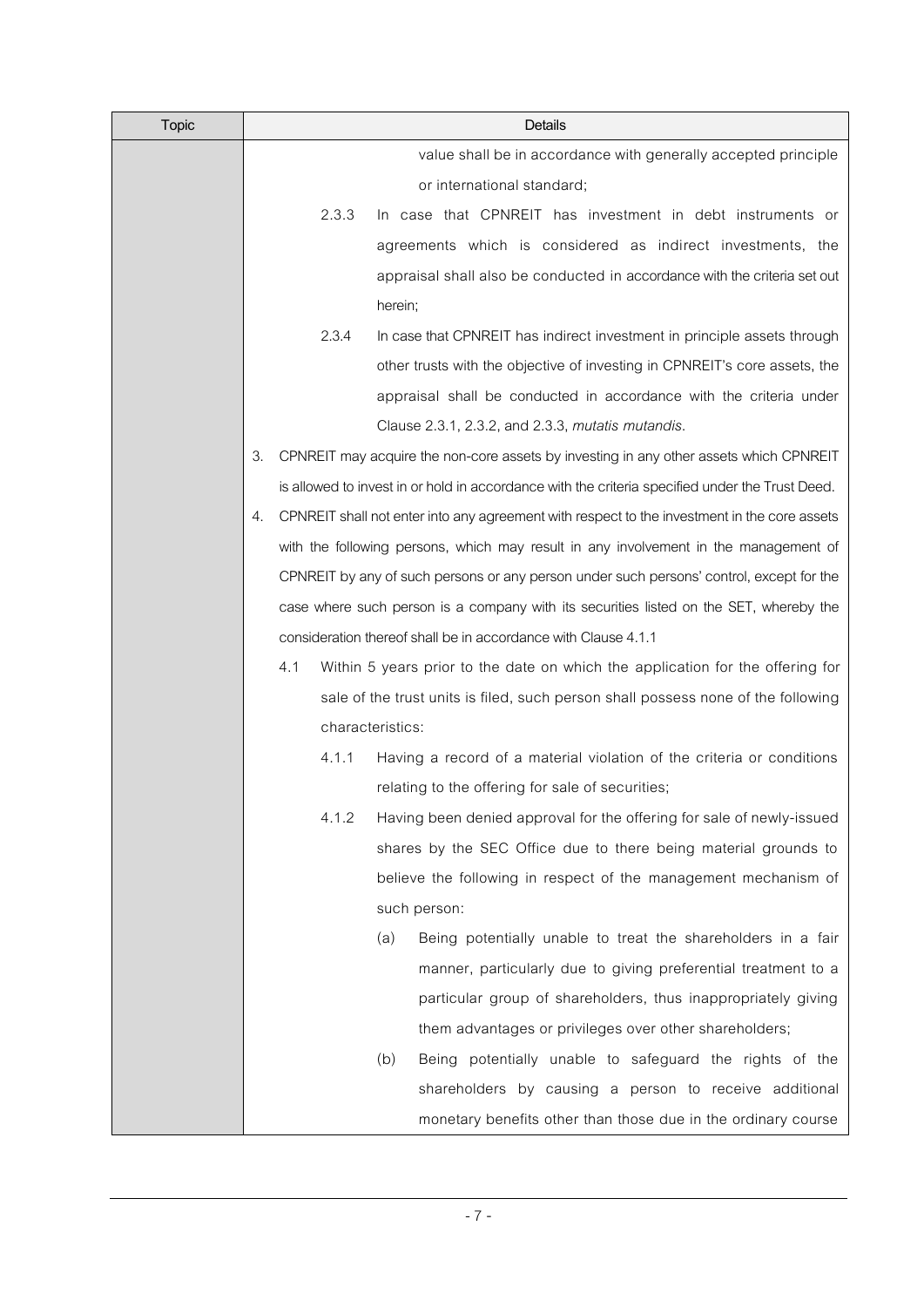| Topic | Details |
| --- | --- |
| | value shall be in accordance with generally accepted principle or international standard;<br><br>2.3.3 In case that CPNREIT has investment in debt instruments or agreements which is considered as indirect investments, the appraisal shall also be conducted in accordance with the criteria set out herein;<br><br>2.3.4 In case that CPNREIT has indirect investment in principle assets through other trusts with the objective of investing in CPNREIT's core assets, the appraisal shall be conducted in accordance with the criteria under Clause 2.3.1, 2.3.2, and 2.3.3, *mutatis mutandis*.<br><br>3. CPNREIT may acquire the non-core assets by investing in any other assets which CPNREIT is allowed to invest in or hold in accordance with the criteria specified under the Trust Deed.<br><br>4. CPNREIT shall not enter into any agreement with respect to the investment in the core assets with the following persons, which may result in any involvement in the management of CPNREIT by any of such persons or any person under such persons' control, except for the case where such person is a company with its securities listed on the SET, whereby the consideration thereof shall be in accordance with Clause 4.1.1<br><br>4.1 Within 5 years prior to the date on which the application for the offering for sale of the trust units is filed, such person shall possess none of the following characteristics:<br><br>4.1.1 Having a record of a material violation of the criteria or conditions relating to the offering for sale of securities;<br><br>4.1.2 Having been denied approval for the offering for sale of newly-issued shares by the SEC Office due to there being material grounds to believe the following in respect of the management mechanism of such person:<br><br>(a) Being potentially unable to treat the shareholders in a fair manner, particularly due to giving preferential treatment to a particular group of shareholders, thus inappropriately giving them advantages or privileges over other shareholders;<br><br>(b) Being potentially unable to safeguard the rights of the shareholders by causing a person to receive additional monetary benefits other than those due in the ordinary course |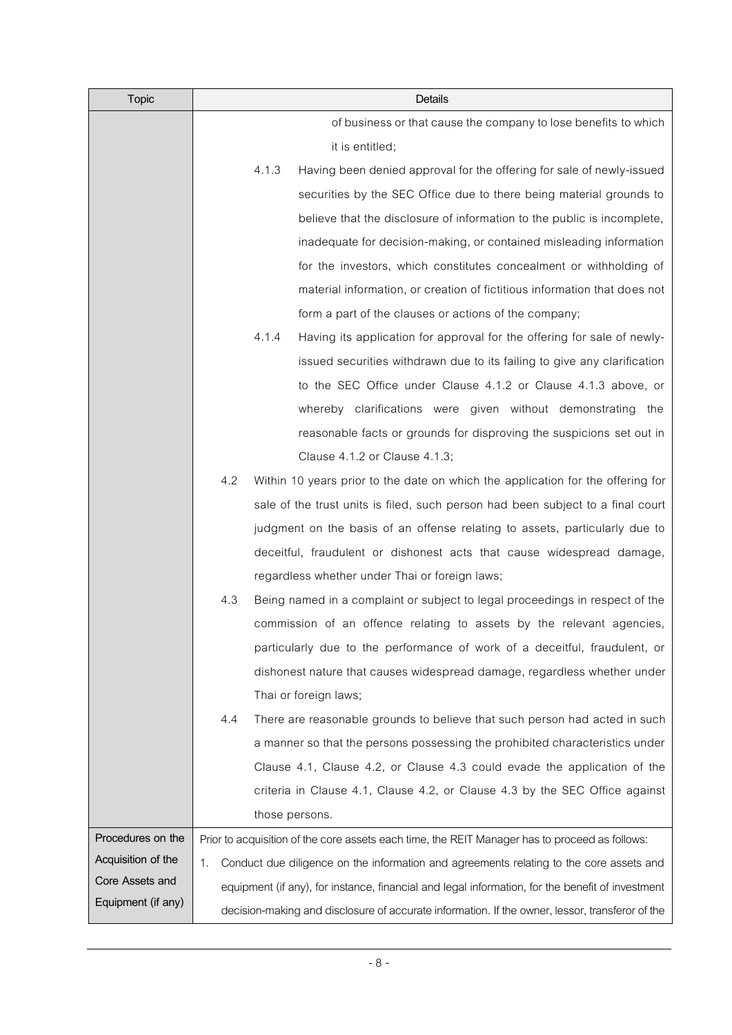| Topic | Details |
|---|---|
| | of business or that cause the company to lose benefits to which it is entitled;<br>4.1.3 Having been denied approval for the offering for sale of newly-issued securities by the SEC Office due to there being material grounds to believe that the disclosure of information to the public is incomplete, inadequate for decision-making, or contained misleading information for the investors, which constitutes concealment or withholding of material information, or creation of fictitious information that does not form a part of the clauses or actions of the company;<br>4.1.4 Having its application for approval for the offering for sale of newly-issued securities withdrawn due to its failing to give any clarification to the SEC Office under Clause 4.1.2 or Clause 4.1.3 above, or whereby clarifications were given without demonstrating the reasonable facts or grounds for disproving the suspicions set out in Clause 4.1.2 or Clause 4.1.3;<br>4.2 Within 10 years prior to the date on which the application for the offering for sale of the trust units is filed, such person had been subject to a final court judgment on the basis of an offense relating to assets, particularly due to deceitful, fraudulent or dishonest acts that cause widespread damage, regardless whether under Thai or foreign laws;<br>4.3 Being named in a complaint or subject to legal proceedings in respect of the commission of an offence relating to assets by the relevant agencies, particularly due to the performance of work of a deceitful, fraudulent, or dishonest nature that causes widespread damage, regardless whether under Thai or foreign laws;<br>4.4 There are reasonable grounds to believe that such person had acted in such a manner so that the persons possessing the prohibited characteristics under Clause 4.1, Clause 4.2, or Clause 4.3 could evade the application of the criteria in Clause 4.1, Clause 4.2, or Clause 4.3 by the SEC Office against those persons. |
| Procedures on the Acquisition of the Core Assets and Equipment (if any) | Prior to acquisition of the core assets each time, the REIT Manager has to proceed as follows:<br>1. Conduct due diligence on the information and agreements relating to the core assets and equipment (if any), for instance, financial and legal information, for the benefit of investment decision-making and disclosure of accurate information. If the owner, lessor, transferor of the |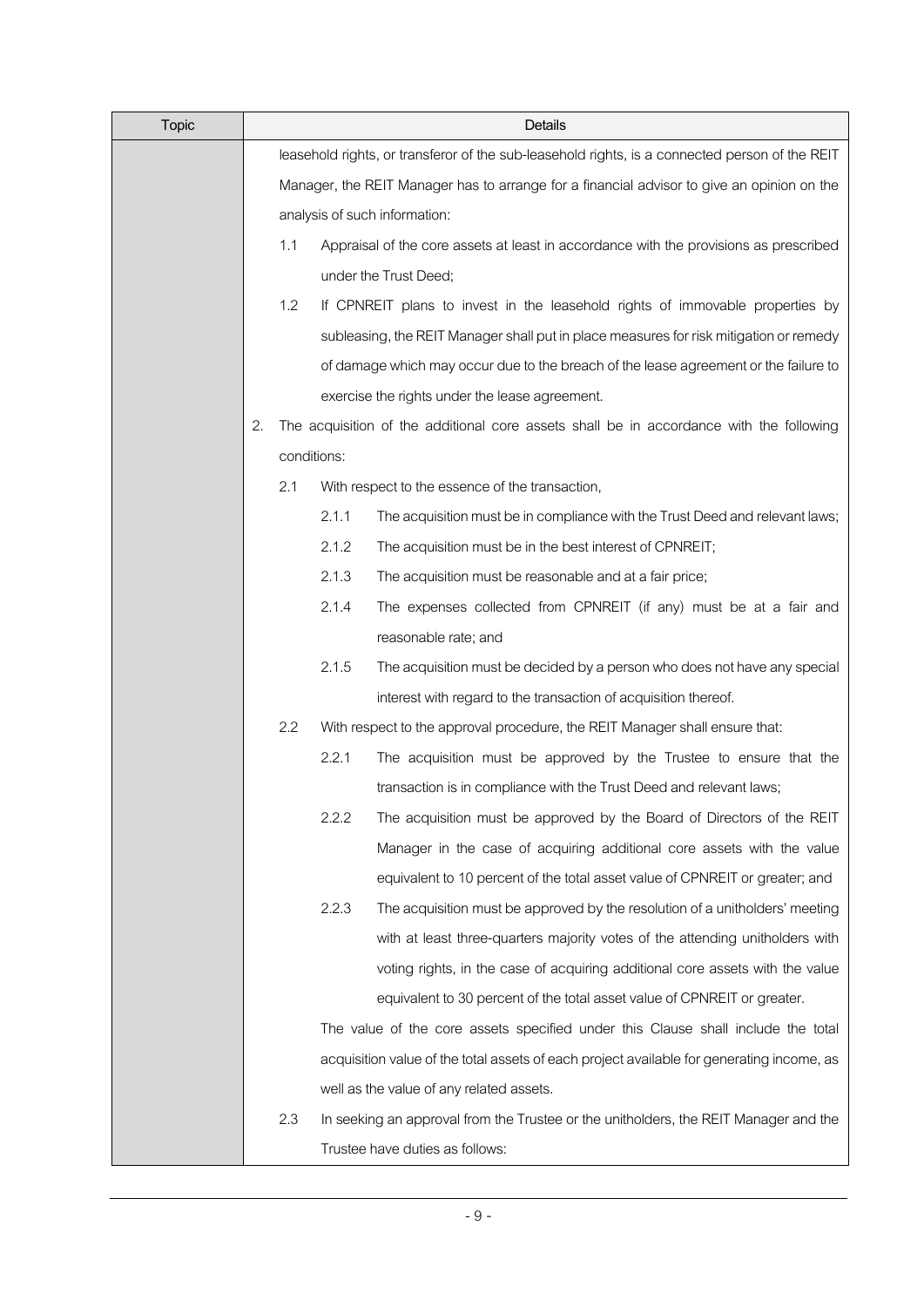| Topic | Details |
|---|---|
| | leasehold rights, or transferor of the sub-leasehold rights, is a connected person of the REIT Manager, the REIT Manager has to arrange for a financial advisor to give an opinion on the analysis of such information:<br><br>1.1 Appraisal of the core assets at least in accordance with the provisions as prescribed under the Trust Deed;<br><br>1.2 If CPNREIT plans to invest in the leasehold rights of immovable properties by subleasing, the REIT Manager shall put in place measures for risk mitigation or remedy of damage which may occur due to the breach of the lease agreement or the failure to exercise the rights under the lease agreement.<br><br>2. The acquisition of the additional core assets shall be in accordance with the following conditions:<br><br>2.1 With respect to the essence of the transaction,<br><br>2.1.1 The acquisition must be in compliance with the Trust Deed and relevant laws;<br><br>2.1.2 The acquisition must be in the best interest of CPNREIT;<br><br>2.1.3 The acquisition must be reasonable and at a fair price;<br><br>2.1.4 The expenses collected from CPNREIT (if any) must be at a fair and reasonable rate; and<br><br>2.1.5 The acquisition must be decided by a person who does not have any special interest with regard to the transaction of acquisition thereof.<br><br>2.2 With respect to the approval procedure, the REIT Manager shall ensure that:<br><br>2.2.1 The acquisition must be approved by the Trustee to ensure that the transaction is in compliance with the Trust Deed and relevant laws;<br><br>2.2.2 The acquisition must be approved by the Board of Directors of the REIT Manager in the case of acquiring additional core assets with the value equivalent to 10 percent of the total asset value of CPNREIT or greater; and<br><br>2.2.3 The acquisition must be approved by the resolution of a unitholders' meeting with at least three-quarters majority votes of the attending unitholders with voting rights, in the case of acquiring additional core assets with the value equivalent to 30 percent of the total asset value of CPNREIT or greater.<br><br>The value of the core assets specified under this Clause shall include the total acquisition value of the total assets of each project available for generating income, as well as the value of any related assets.<br><br>2.3 In seeking an approval from the Trustee or the unitholders, the REIT Manager and the Trustee have duties as follows: |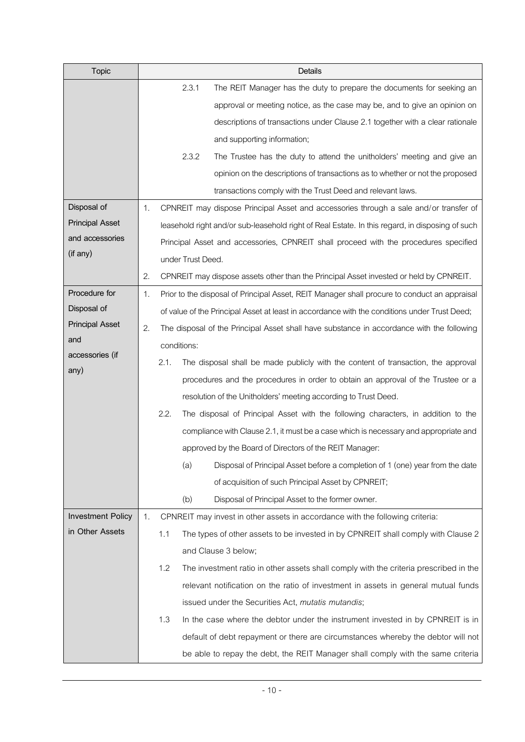| Topic | Details |
|---|---|
| | 2.3.1 The REIT Manager has the duty to prepare the documents for seeking an approval or meeting notice, as the case may be, and to give an opinion on descriptions of transactions under Clause 2.1 together with a clear rationale and supporting information;<br>2.3.2 The Trustee has the duty to attend the unitholders' meeting and give an opinion on the descriptions of transactions as to whether or not the proposed transactions comply with the Trust Deed and relevant laws. |
| Disposal of Principal Asset and accessories (if any) | 1. CPNREIT may dispose Principal Asset and accessories through a sale and/or transfer of leasehold right and/or sub-leasehold right of Real Estate. In this regard, in disposing of such Principal Asset and accessories, CPNREIT shall proceed with the procedures specified under Trust Deed.<br>2. CPNREIT may dispose assets other than the Principal Asset invested or held by CPNREIT. |
| Procedure for Disposal of Principal Asset and accessories (if any) | 1. Prior to the disposal of Principal Asset, REIT Manager shall procure to conduct an appraisal of value of the Principal Asset at least in accordance with the conditions under Trust Deed;<br>2. The disposal of the Principal Asset shall have substance in accordance with the following conditions:<br>2.1. The disposal shall be made publicly with the content of transaction, the approval procedures and the procedures in order to obtain an approval of the Trustee or a resolution of the Unitholders' meeting according to Trust Deed.<br>2.2. The disposal of Principal Asset with the following characters, in addition to the compliance with Clause 2.1, it must be a case which is necessary and appropriate and approved by the Board of Directors of the REIT Manager:<br>(a) Disposal of Principal Asset before a completion of 1 (one) year from the date of acquisition of such Principal Asset by CPNREIT;<br>(b) Disposal of Principal Asset to the former owner. |
| Investment Policy in Other Assets | 1. CPNREIT may invest in other assets in accordance with the following criteria:<br>1.1 The types of other assets to be invested in by CPNREIT shall comply with Clause 2 and Clause 3 below;<br>1.2 The investment ratio in other assets shall comply with the criteria prescribed in the relevant notification on the ratio of investment in assets in general mutual funds issued under the Securities Act, *mutatis mutandis*;<br>1.3 In the case where the debtor under the instrument invested in by CPNREIT is in default of debt repayment or there are circumstances whereby the debtor will not be able to repay the debt, the REIT Manager shall comply with the same criteria |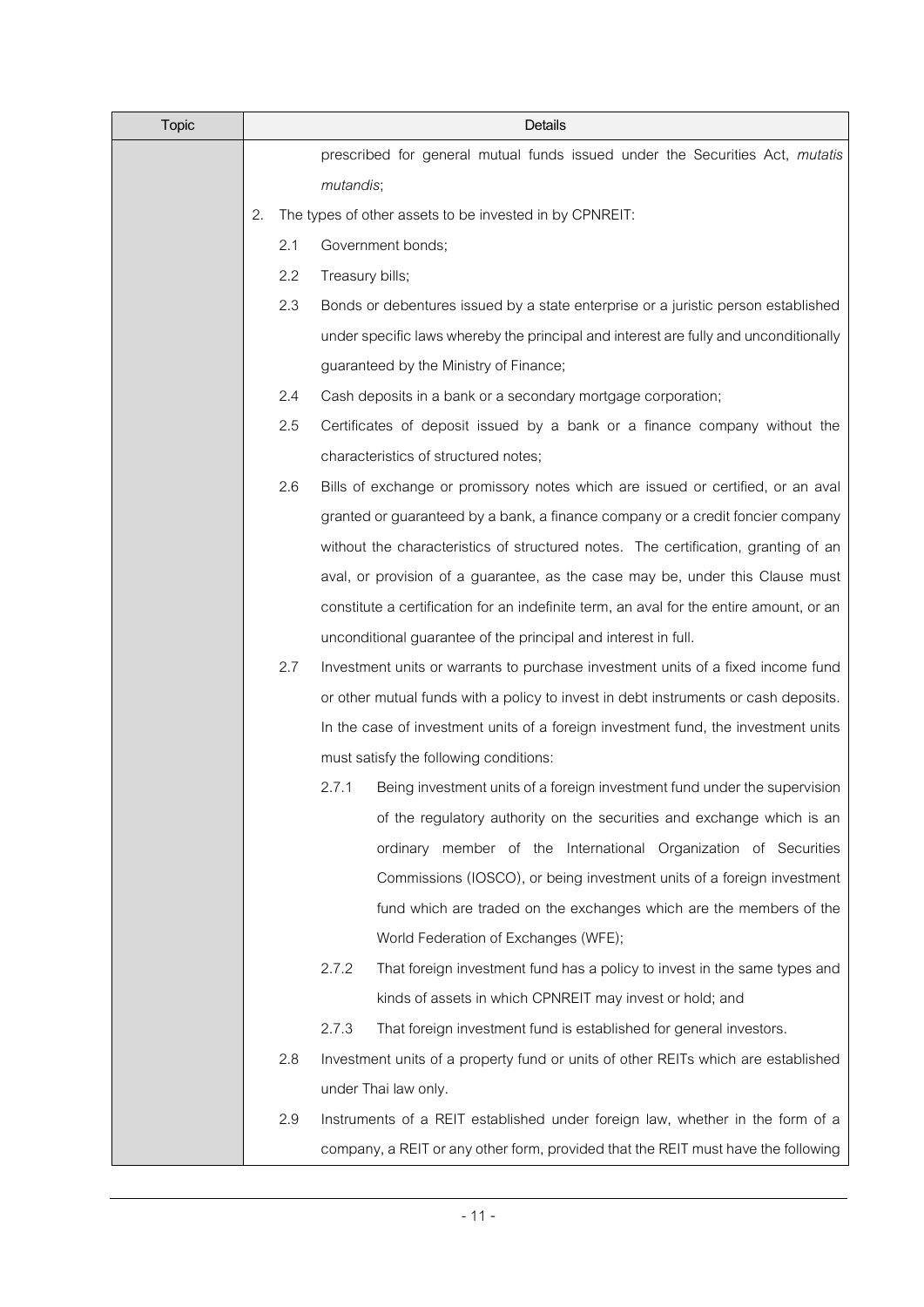| Topic | Details |
|---|---|
| | prescribed for general mutual funds issued under the Securities Act, *mutatis mutandis*;<br><br>2. The types of other assets to be invested in by CPNREIT:<br><br>2.1 Government bonds;<br><br>2.2 Treasury bills;<br><br>2.3 Bonds or debentures issued by a state enterprise or a juristic person established under specific laws whereby the principal and interest are fully and unconditionally guaranteed by the Ministry of Finance;<br><br>2.4 Cash deposits in a bank or a secondary mortgage corporation;<br><br>2.5 Certificates of deposit issued by a bank or a finance company without the characteristics of structured notes;<br><br>2.6 Bills of exchange or promissory notes which are issued or certified, or an aval granted or guaranteed by a bank, a finance company or a credit foncier company without the characteristics of structured notes. The certification, granting of an aval, or provision of a guarantee, as the case may be, under this Clause must constitute a certification for an indefinite term, an aval for the entire amount, or an unconditional guarantee of the principal and interest in full.<br><br>2.7 Investment units or warrants to purchase investment units of a fixed income fund or other mutual funds with a policy to invest in debt instruments or cash deposits. In the case of investment units of a foreign investment fund, the investment units must satisfy the following conditions:<br><br>2.7.1 Being investment units of a foreign investment fund under the supervision of the regulatory authority on the securities and exchange which is an ordinary member of the International Organization of Securities Commissions (IOSCO), or being investment units of a foreign investment fund which are traded on the exchanges which are the members of the World Federation of Exchanges (WFE);<br><br>2.7.2 That foreign investment fund has a policy to invest in the same types and kinds of assets in which CPNREIT may invest or hold; and<br><br>2.7.3 That foreign investment fund is established for general investors.<br><br>2.8 Investment units of a property fund or units of other REITs which are established under Thai law only.<br><br>2.9 Instruments of a REIT established under foreign law, whether in the form of a company, a REIT or any other form, provided that the REIT must have the following |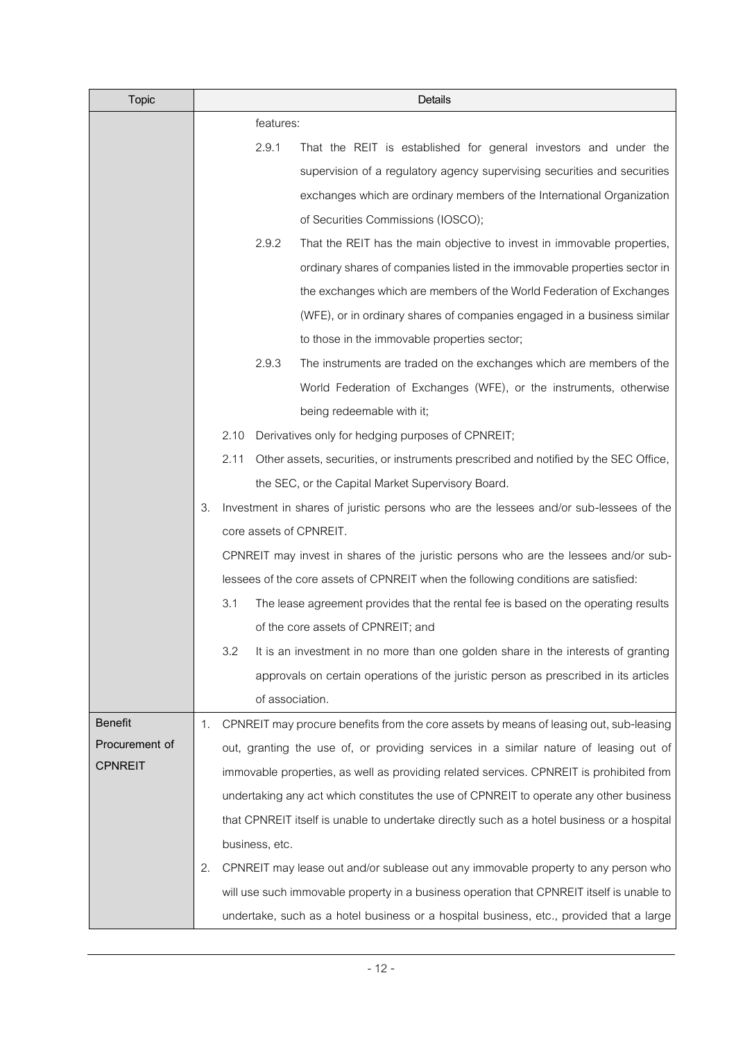| Topic | Details |
|---|---|
| | features:<br>2.9.1 That the REIT is established for general investors and under the supervision of a regulatory agency supervising securities and securities exchanges which are ordinary members of the International Organization of Securities Commissions (IOSCO);<br>2.9.2 That the REIT has the main objective to invest in immovable properties, ordinary shares of companies listed in the immovable properties sector in the exchanges which are members of the World Federation of Exchanges (WFE), or in ordinary shares of companies engaged in a business similar to those in the immovable properties sector;<br>2.9.3 The instruments are traded on the exchanges which are members of the World Federation of Exchanges (WFE), or the instruments, otherwise being redeemable with it;<br>2.10 Derivatives only for hedging purposes of CPNREIT;<br>2.11 Other assets, securities, or instruments prescribed and notified by the SEC Office, the SEC, or the Capital Market Supervisory Board.<br>3. Investment in shares of juristic persons who are the lessees and/or sub-lessees of the core assets of CPNREIT.<br>CPNREIT may invest in shares of the juristic persons who are the lessees and/or sub-lessees of the core assets of CPNREIT when the following conditions are satisfied:<br>3.1 The lease agreement provides that the rental fee is based on the operating results of the core assets of CPNREIT; and<br>3.2 It is an investment in no more than one golden share in the interests of granting approvals on certain operations of the juristic person as prescribed in its articles of association. |
| Benefit Procurement of CPNREIT | 1. CPNREIT may procure benefits from the core assets by means of leasing out, sub-leasing out, granting the use of, or providing services in a similar nature of leasing out of immovable properties, as well as providing related services. CPNREIT is prohibited from undertaking any act which constitutes the use of CPNREIT to operate any other business that CPNREIT itself is unable to undertake directly such as a hotel business or a hospital business, etc.<br>2. CPNREIT may lease out and/or sublease out any immovable property to any person who will use such immovable property in a business operation that CPNREIT itself is unable to undertake, such as a hotel business or a hospital business, etc., provided that a large |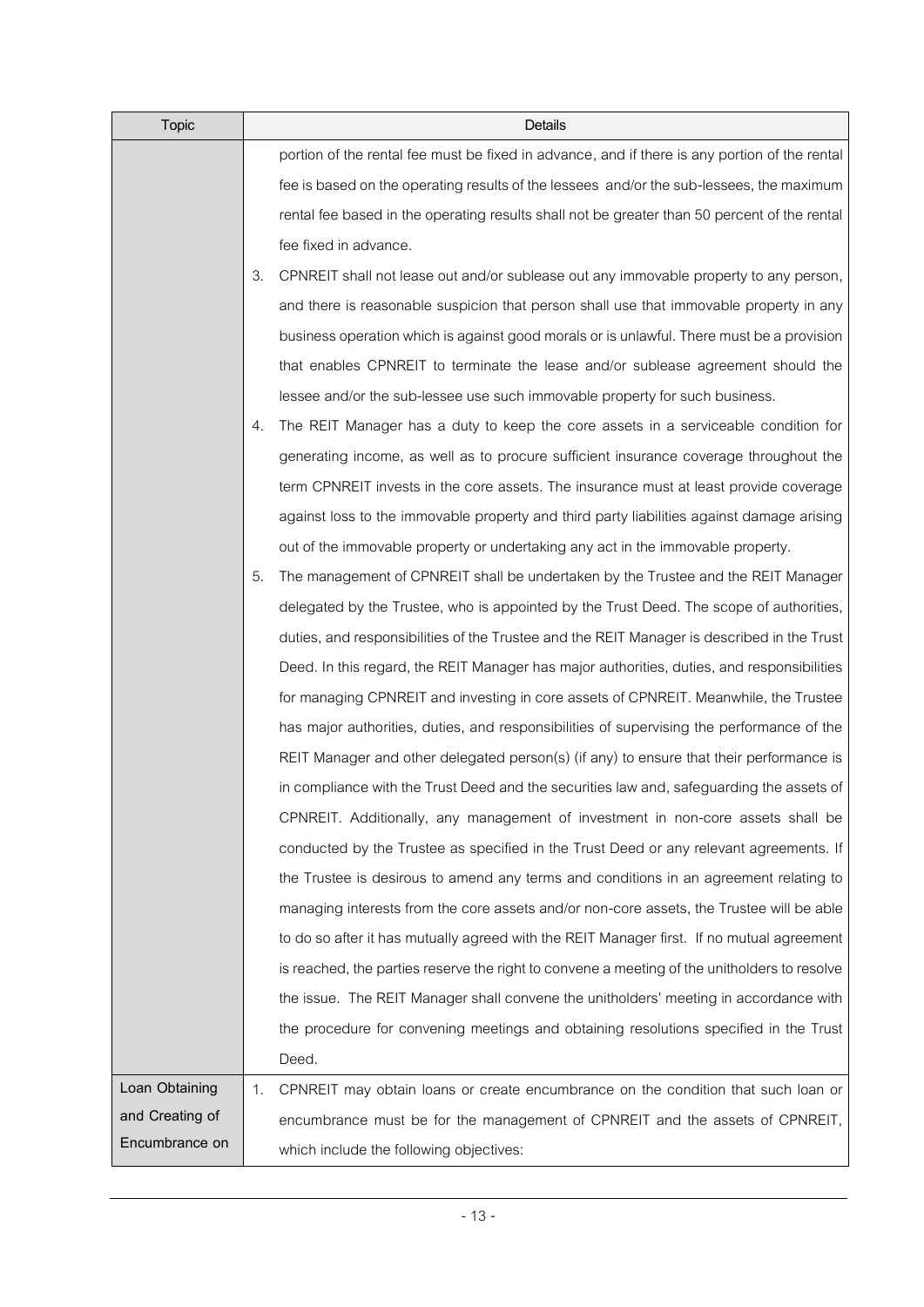| Topic | Details |
| --- | --- |
| | portion of the rental fee must be fixed in advance, and if there is any portion of the rental fee is based on the operating results of the lessees and/or the sub-lessees, the maximum rental fee based in the operating results shall not be greater than 50 percent of the rental fee fixed in advance.<br>3. CPNREIT shall not lease out and/or sublease out any immovable property to any person, and there is reasonable suspicion that person shall use that immovable property in any business operation which is against good morals or is unlawful. There must be a provision that enables CPNREIT to terminate the lease and/or sublease agreement should the lessee and/or the sub-lessee use such immovable property for such business.<br>4. The REIT Manager has a duty to keep the core assets in a serviceable condition for generating income, as well as to procure sufficient insurance coverage throughout the term CPNREIT invests in the core assets. The insurance must at least provide coverage against loss to the immovable property and third party liabilities against damage arising out of the immovable property or undertaking any act in the immovable property.<br>5. The management of CPNREIT shall be undertaken by the Trustee and the REIT Manager delegated by the Trustee, who is appointed by the Trust Deed. The scope of authorities, duties, and responsibilities of the Trustee and the REIT Manager is described in the Trust Deed. In this regard, the REIT Manager has major authorities, duties, and responsibilities for managing CPNREIT and investing in core assets of CPNREIT. Meanwhile, the Trustee has major authorities, duties, and responsibilities of supervising the performance of the REIT Manager and other delegated person(s) (if any) to ensure that their performance is in compliance with the Trust Deed and the securities law and, safeguarding the assets of CPNREIT. Additionally, any management of investment in non-core assets shall be conducted by the Trustee as specified in the Trust Deed or any relevant agreements. If the Trustee is desirous to amend any terms and conditions in an agreement relating to managing interests from the core assets and/or non-core assets, the Trustee will be able to do so after it has mutually agreed with the REIT Manager first. If no mutual agreement is reached, the parties reserve the right to convene a meeting of the unitholders to resolve the issue. The REIT Manager shall convene the unitholders' meeting in accordance with the procedure for convening meetings and obtaining resolutions specified in the Trust Deed. |
| Loan Obtaining and Creating of Encumbrance on | 1. CPNREIT may obtain loans or create encumbrance on the condition that such loan or encumbrance must be for the management of CPNREIT and the assets of CPNREIT, which include the following objectives: |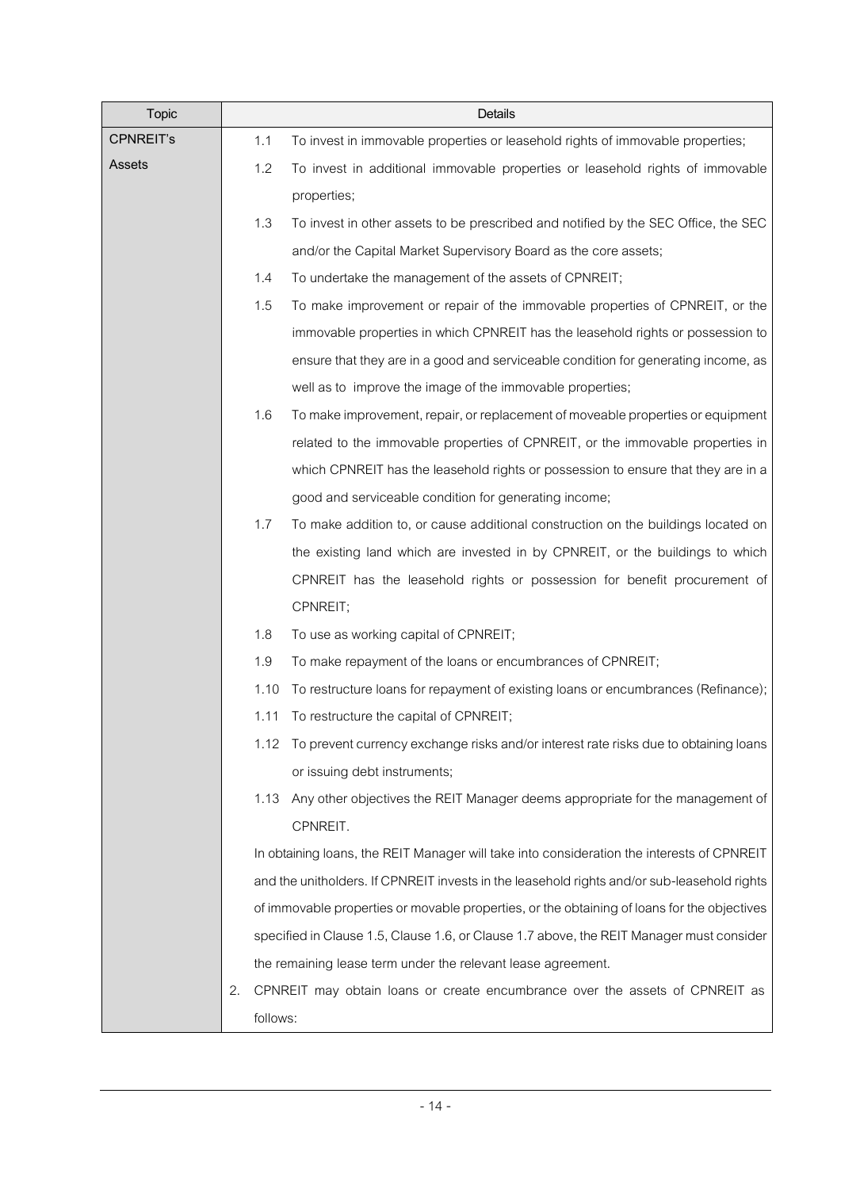| Topic | Details |
|---|---|
| CPNREIT's Assets | 1.1 To invest in immovable properties or leasehold rights of immovable properties;<br>1.2 To invest in additional immovable properties or leasehold rights of immovable properties;<br>1.3 To invest in other assets to be prescribed and notified by the SEC Office, the SEC and/or the Capital Market Supervisory Board as the core assets;<br>1.4 To undertake the management of the assets of CPNREIT;<br>1.5 To make improvement or repair of the immovable properties of CPNREIT, or the immovable properties in which CPNREIT has the leasehold rights or possession to ensure that they are in a good and serviceable condition for generating income, as well as to improve the image of the immovable properties;<br>1.6 To make improvement, repair, or replacement of moveable properties or equipment related to the immovable properties of CPNREIT, or the immovable properties in which CPNREIT has the leasehold rights or possession to ensure that they are in a good and serviceable condition for generating income;<br>1.7 To make addition to, or cause additional construction on the buildings located on the existing land which are invested in by CPNREIT, or the buildings to which CPNREIT has the leasehold rights or possession for benefit procurement of CPNREIT;<br>1.8 To use as working capital of CPNREIT;<br>1.9 To make repayment of the loans or encumbrances of CPNREIT;<br>1.10 To restructure loans for repayment of existing loans or encumbrances (Refinance);<br>1.11 To restructure the capital of CPNREIT;<br>1.12 To prevent currency exchange risks and/or interest rate risks due to obtaining loans or issuing debt instruments;<br>1.13 Any other objectives the REIT Manager deems appropriate for the management of CPNREIT.<br>In obtaining loans, the REIT Manager will take into consideration the interests of CPNREIT and the unitholders. If CPNREIT invests in the leasehold rights and/or sub-leasehold rights of immovable properties or movable properties, or the obtaining of loans for the objectives specified in Clause 1.5, Clause 1.6, or Clause 1.7 above, the REIT Manager must consider the remaining lease term under the relevant lease agreement.<br>2. CPNREIT may obtain loans or create encumbrance over the assets of CPNREIT as follows: |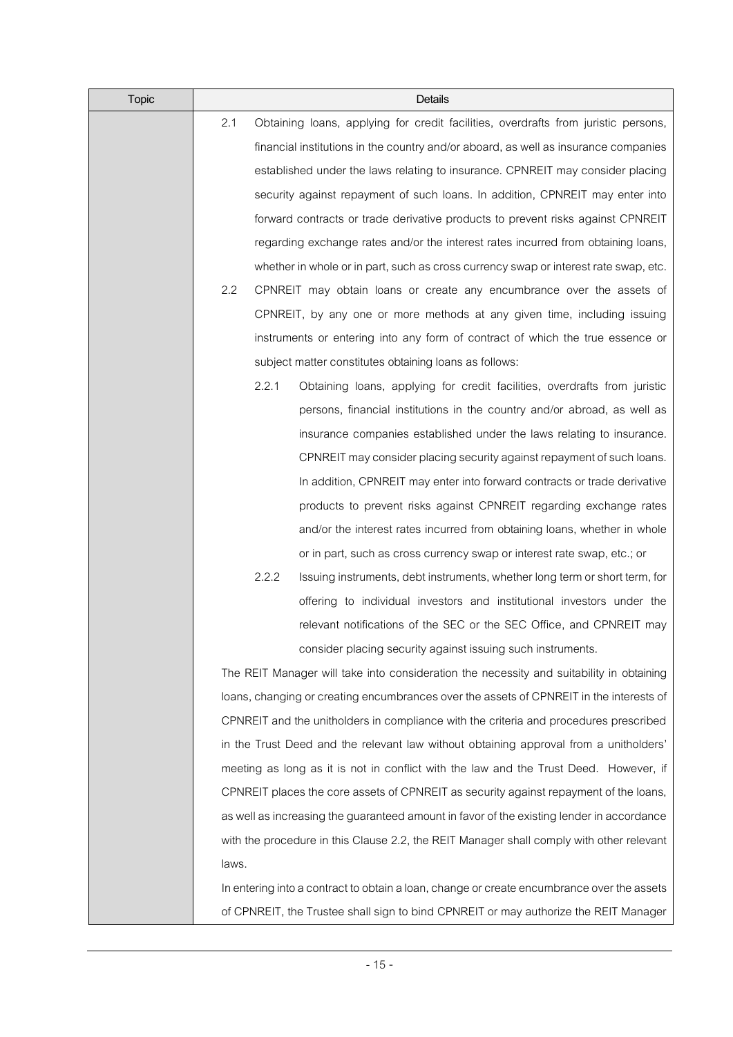| Topic | Details |
| --- | --- |
| | 2.1 Obtaining loans, applying for credit facilities, overdrafts from juristic persons, financial institutions in the country and/or aboard, as well as insurance companies established under the laws relating to insurance. CPNREIT may consider placing security against repayment of such loans. In addition, CPNREIT may enter into forward contracts or trade derivative products to prevent risks against CPNREIT regarding exchange rates and/or the interest rates incurred from obtaining loans, whether in whole or in part, such as cross currency swap or interest rate swap, etc.<br>2.2 CPNREIT may obtain loans or create any encumbrance over the assets of CPNREIT, by any one or more methods at any given time, including issuing instruments or entering into any form of contract of which the true essence or subject matter constitutes obtaining loans as follows:<br>2.2.1 Obtaining loans, applying for credit facilities, overdrafts from juristic persons, financial institutions in the country and/or abroad, as well as insurance companies established under the laws relating to insurance. CPNREIT may consider placing security against repayment of such loans. In addition, CPNREIT may enter into forward contracts or trade derivative products to prevent risks against CPNREIT regarding exchange rates and/or the interest rates incurred from obtaining loans, whether in whole or in part, such as cross currency swap or interest rate swap, etc.; or<br>2.2.2 Issuing instruments, debt instruments, whether long term or short term, for offering to individual investors and institutional investors under the relevant notifications of the SEC or the SEC Office, and CPNREIT may consider placing security against issuing such instruments.<br>The REIT Manager will take into consideration the necessity and suitability in obtaining loans, changing or creating encumbrances over the assets of CPNREIT in the interests of CPNREIT and the unitholders in compliance with the criteria and procedures prescribed in the Trust Deed and the relevant law without obtaining approval from a unitholders' meeting as long as it is not in conflict with the law and the Trust Deed. However, if CPNREIT places the core assets of CPNREIT as security against repayment of the loans, as well as increasing the guaranteed amount in favor of the existing lender in accordance with the procedure in this Clause 2.2, the REIT Manager shall comply with other relevant laws.<br>In entering into a contract to obtain a loan, change or create encumbrance over the assets of CPNREIT, the Trustee shall sign to bind CPNREIT or may authorize the REIT Manager |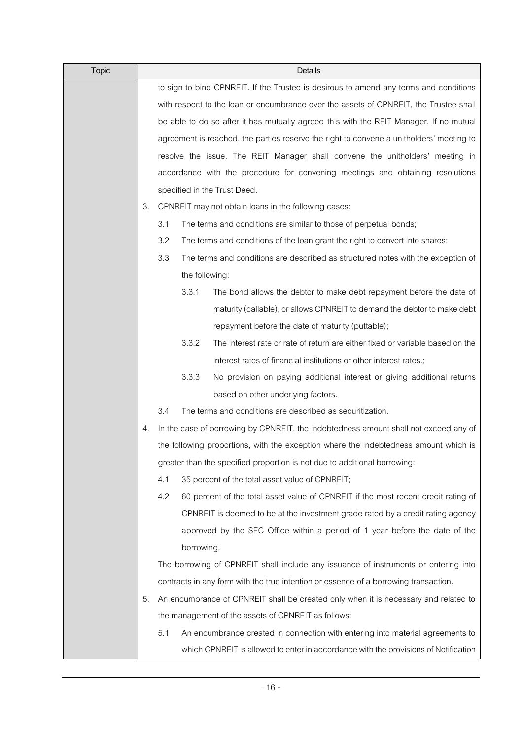| Topic | Details |
| --- | --- |
| | to sign to bind CPNREIT. If the Trustee is desirous to amend any terms and conditions with respect to the loan or encumbrance over the assets of CPNREIT, the Trustee shall be able to do so after it has mutually agreed this with the REIT Manager. If no mutual agreement is reached, the parties reserve the right to convene a unitholders' meeting to resolve the issue. The REIT Manager shall convene the unitholders' meeting in accordance with the procedure for convening meetings and obtaining resolutions specified in the Trust Deed.<br>3. CPNREIT may not obtain loans in the following cases:<br>3.1 The terms and conditions are similar to those of perpetual bonds;<br>3.2 The terms and conditions of the loan grant the right to convert into shares;<br>3.3 The terms and conditions are described as structured notes with the exception of the following:<br>3.3.1 The bond allows the debtor to make debt repayment before the date of maturity (callable), or allows CPNREIT to demand the debtor to make debt repayment before the date of maturity (puttable);<br>3.3.2 The interest rate or rate of return are either fixed or variable based on the interest rates of financial institutions or other interest rates.;<br>3.3.3 No provision on paying additional interest or giving additional returns based on other underlying factors.<br>3.4 The terms and conditions are described as securitization.<br>4. In the case of borrowing by CPNREIT, the indebtedness amount shall not exceed any of the following proportions, with the exception where the indebtedness amount which is greater than the specified proportion is not due to additional borrowing:<br>4.1 35 percent of the total asset value of CPNREIT;<br>4.2 60 percent of the total asset value of CPNREIT if the most recent credit rating of CPNREIT is deemed to be at the investment grade rated by a credit rating agency approved by the SEC Office within a period of 1 year before the date of the borrowing.<br>The borrowing of CPNREIT shall include any issuance of instruments or entering into contracts in any form with the true intention or essence of a borrowing transaction.<br>5. An encumbrance of CPNREIT shall be created only when it is necessary and related to the management of the assets of CPNREIT as follows:<br>5.1 An encumbrance created in connection with entering into material agreements to which CPNREIT is allowed to enter in accordance with the provisions of Notification |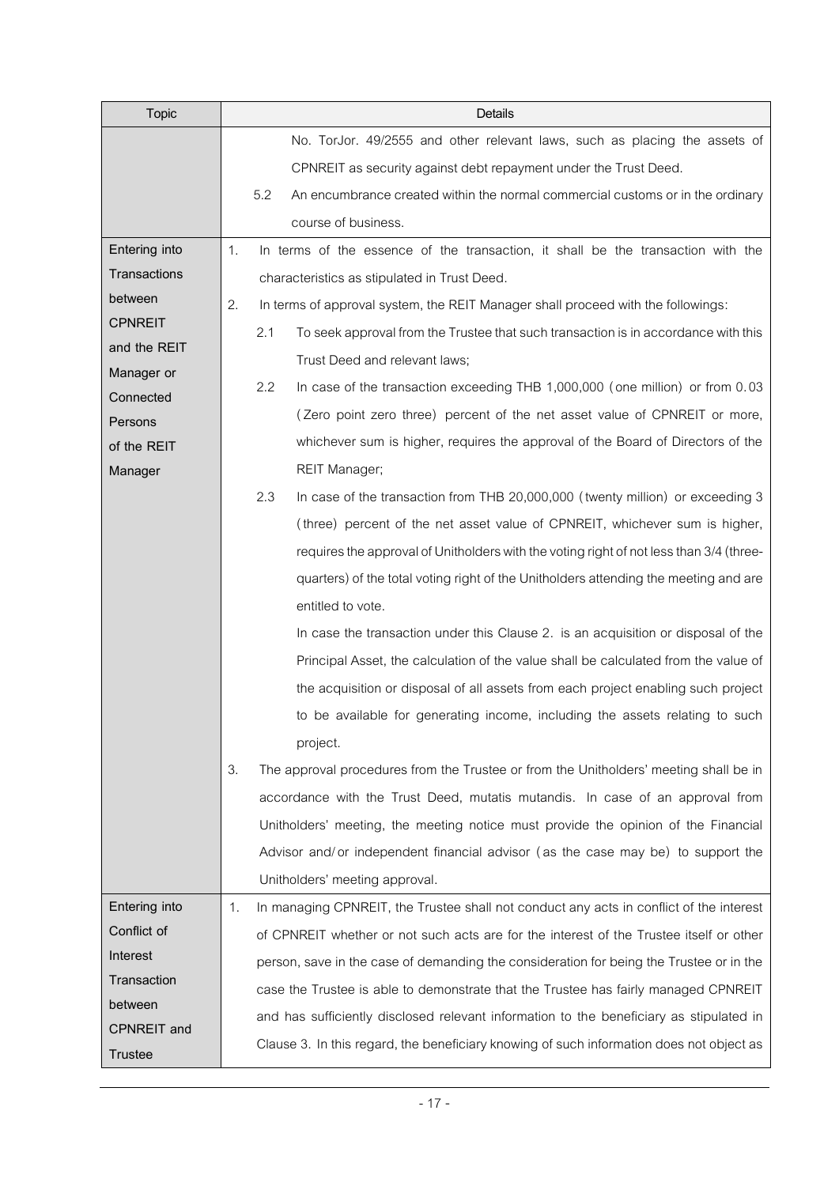| Topic | Details |
|---|---|
| | No. TorJor. 49/2555 and other relevant laws, such as placing the assets of CPNREIT as security against debt repayment under the Trust Deed.<br>5.2 An encumbrance created within the normal commercial customs or in the ordinary course of business. |
| Entering into Transactions between CPNREIT and the REIT Manager or Connected Persons of the REIT Manager | 1. In terms of the essence of the transaction, it shall be the transaction with the characteristics as stipulated in Trust Deed.<br>2. In terms of approval system, the REIT Manager shall proceed with the followings:<br>2.1 To seek approval from the Trustee that such transaction is in accordance with this Trust Deed and relevant laws;<br>2.2 In case of the transaction exceeding THB 1,000,000 (one million) or from 0.03 (Zero point zero three) percent of the net asset value of CPNREIT or more, whichever sum is higher, requires the approval of the Board of Directors of the REIT Manager;<br>2.3 In case of the transaction from THB 20,000,000 (twenty million) or exceeding 3 (three) percent of the net asset value of CPNREIT, whichever sum is higher, requires the approval of Unitholders with the voting right of not less than 3/4 (three-quarters) of the total voting right of the Unitholders attending the meeting and are entitled to vote.<br>In case the transaction under this Clause 2. is an acquisition or disposal of the Principal Asset, the calculation of the value shall be calculated from the value of the acquisition or disposal of all assets from each project enabling such project to be available for generating income, including the assets relating to such project.<br>3. The approval procedures from the Trustee or from the Unitholders' meeting shall be in accordance with the Trust Deed, mutatis mutandis. In case of an approval from Unitholders' meeting, the meeting notice must provide the opinion of the Financial Advisor and/or independent financial advisor (as the case may be) to support the Unitholders' meeting approval. |
| Entering into Conflict of Interest Transaction between CPNREIT and Trustee | 1. In managing CPNREIT, the Trustee shall not conduct any acts in conflict of the interest of CPNREIT whether or not such acts are for the interest of the Trustee itself or other person, save in the case of demanding the consideration for being the Trustee or in the case the Trustee is able to demonstrate that the Trustee has fairly managed CPNREIT and has sufficiently disclosed relevant information to the beneficiary as stipulated in Clause 3. In this regard, the beneficiary knowing of such information does not object as |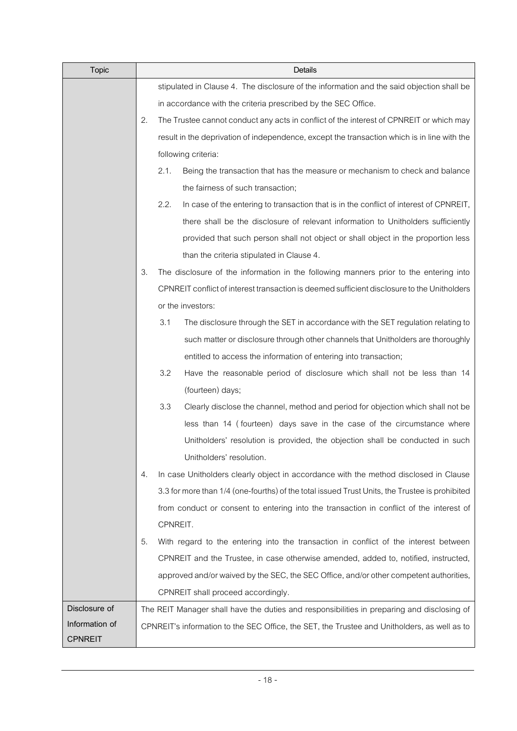| Topic | Details |
|---|---|
| | stipulated in Clause 4. The disclosure of the information and the said objection shall be in accordance with the criteria prescribed by the SEC Office.<br>2. The Trustee cannot conduct any acts in conflict of the interest of CPNREIT or which may result in the deprivation of independence, except the transaction which is in line with the following criteria:<br>2.1. Being the transaction that has the measure or mechanism to check and balance the fairness of such transaction;<br>2.2. In case of the entering to transaction that is in the conflict of interest of CPNREIT, there shall be the disclosure of relevant information to Unitholders sufficiently provided that such person shall not object or shall object in the proportion less than the criteria stipulated in Clause 4.<br>3. The disclosure of the information in the following manners prior to the entering into CPNREIT conflict of interest transaction is deemed sufficient disclosure to the Unitholders or the investors:<br>3.1 The disclosure through the SET in accordance with the SET regulation relating to such matter or disclosure through other channels that Unitholders are thoroughly entitled to access the information of entering into transaction;<br>3.2 Have the reasonable period of disclosure which shall not be less than 14 (fourteen) days;<br>3.3 Clearly disclose the channel, method and period for objection which shall not be less than 14 (fourteen) days save in the case of the circumstance where Unitholders' resolution is provided, the objection shall be conducted in such Unitholders' resolution.<br>4. In case Unitholders clearly object in accordance with the method disclosed in Clause 3.3 for more than 1/4 (one-fourths) of the total issued Trust Units, the Trustee is prohibited from conduct or consent to entering into the transaction in conflict of the interest of CPNREIT.<br>5. With regard to the entering into the transaction in conflict of the interest between CPNREIT and the Trustee, in case otherwise amended, added to, notified, instructed, approved and/or waived by the SEC, the SEC Office, and/or other competent authorities, CPNREIT shall proceed accordingly. |
| Disclosure of Information of CPNREIT | The REIT Manager shall have the duties and responsibilities in preparing and disclosing of CPNREIT's information to the SEC Office, the SET, the Trustee and Unitholders, as well as to |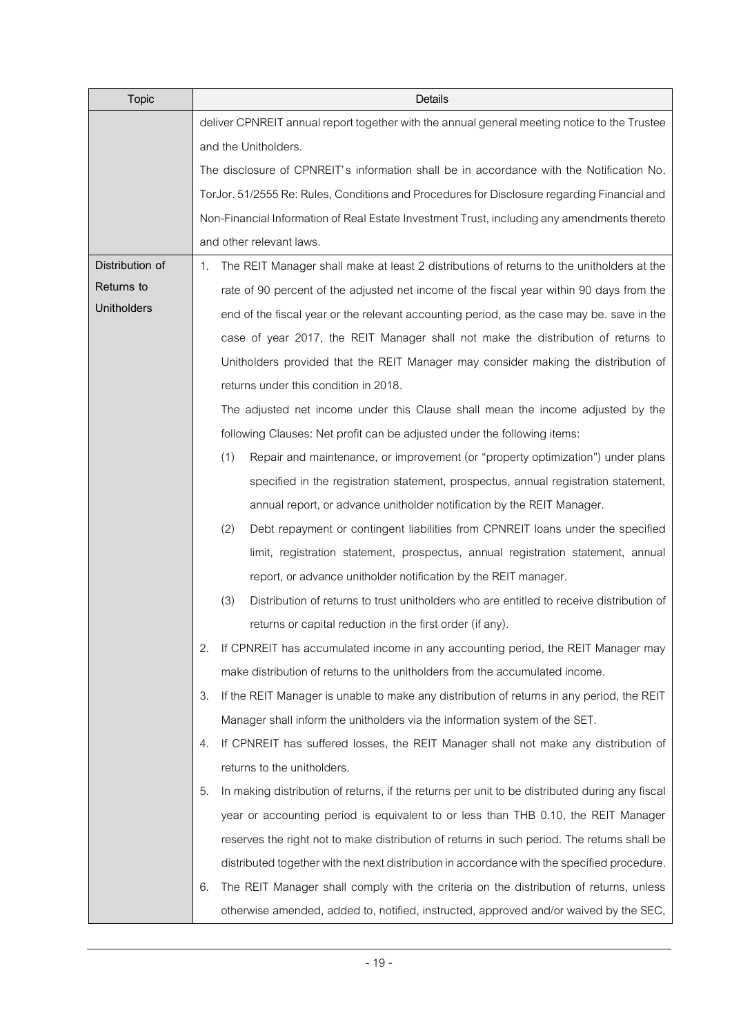| Topic | Details |
| --- | --- |
| | deliver CPNREIT annual report together with the annual general meeting notice to the Trustee and the Unitholders.<br>The disclosure of CPNREIT's information shall be in accordance with the Notification No. TorJor. 51/2555 Re: Rules, Conditions and Procedures for Disclosure regarding Financial and Non-Financial Information of Real Estate Investment Trust, including any amendments thereto and other relevant laws. |
| Distribution of Returns to Unitholders | 1. The REIT Manager shall make at least 2 distributions of returns to the unitholders at the rate of 90 percent of the adjusted net income of the fiscal year within 90 days from the end of the fiscal year or the relevant accounting period, as the case may be. save in the case of year 2017, the REIT Manager shall not make the distribution of returns to Unitholders provided that the REIT Manager may consider making the distribution of returns under this condition in 2018.<br>The adjusted net income under this Clause shall mean the income adjusted by the following Clauses: Net profit can be adjusted under the following items:<br>(1) Repair and maintenance, or improvement (or "property optimization") under plans specified in the registration statement, prospectus, annual registration statement, annual report, or advance unitholder notification by the REIT Manager.<br>(2) Debt repayment or contingent liabilities from CPNREIT loans under the specified limit, registration statement, prospectus, annual registration statement, annual report, or advance unitholder notification by the REIT manager.<br>(3) Distribution of returns to trust unitholders who are entitled to receive distribution of returns or capital reduction in the first order (if any).<br>2. If CPNREIT has accumulated income in any accounting period, the REIT Manager may make distribution of returns to the unitholders from the accumulated income.<br>3. If the REIT Manager is unable to make any distribution of returns in any period, the REIT Manager shall inform the unitholders via the information system of the SET.<br>4. If CPNREIT has suffered losses, the REIT Manager shall not make any distribution of returns to the unitholders.<br>5. In making distribution of returns, if the returns per unit to be distributed during any fiscal year or accounting period is equivalent to or less than THB 0.10, the REIT Manager reserves the right not to make distribution of returns in such period. The returns shall be distributed together with the next distribution in accordance with the specified procedure.<br>6. The REIT Manager shall comply with the criteria on the distribution of returns, unless otherwise amended, added to, notified, instructed, approved and/or waived by the SEC, |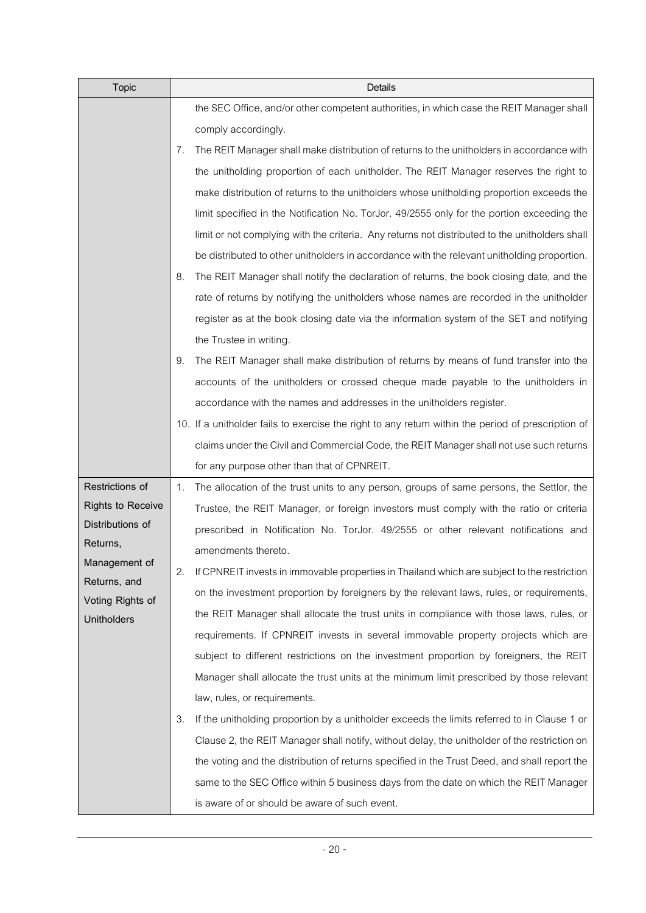| Topic | Details |
| --- | --- |
| | the SEC Office, and/or other competent authorities, in which case the REIT Manager shall comply accordingly.<br>7. The REIT Manager shall make distribution of returns to the unitholders in accordance with the unitholding proportion of each unitholder. The REIT Manager reserves the right to make distribution of returns to the unitholders whose unitholding proportion exceeds the limit specified in the Notification No. TorJor. 49/2555 only for the portion exceeding the limit or not complying with the criteria. Any returns not distributed to the unitholders shall be distributed to other unitholders in accordance with the relevant unitholding proportion.<br>8. The REIT Manager shall notify the declaration of returns, the book closing date, and the rate of returns by notifying the unitholders whose names are recorded in the unitholder register as at the book closing date via the information system of the SET and notifying the Trustee in writing.<br>9. The REIT Manager shall make distribution of returns by means of fund transfer into the accounts of the unitholders or crossed cheque made payable to the unitholders in accordance with the names and addresses in the unitholders register.<br>10. If a unitholder fails to exercise the right to any return within the period of prescription of claims under the Civil and Commercial Code, the REIT Manager shall not use such returns for any purpose other than that of CPNREIT. |
| **Restrictions of Rights to Receive Distributions of Returns, Management of Returns, and Voting Rights of Unitholders** | 1. The allocation of the trust units to any person, groups of same persons, the Settlor, the Trustee, the REIT Manager, or foreign investors must comply with the ratio or criteria prescribed in Notification No. TorJor. 49/2555 or other relevant notifications and amendments thereto.<br>2. If CPNREIT invests in immovable properties in Thailand which are subject to the restriction on the investment proportion by foreigners by the relevant laws, rules, or requirements, the REIT Manager shall allocate the trust units in compliance with those laws, rules, or requirements. If CPNREIT invests in several immovable property projects which are subject to different restrictions on the investment proportion by foreigners, the REIT Manager shall allocate the trust units at the minimum limit prescribed by those relevant law, rules, or requirements.<br>3. If the unitholding proportion by a unitholder exceeds the limits referred to in Clause 1 or Clause 2, the REIT Manager shall notify, without delay, the unitholder of the restriction on the voting and the distribution of returns specified in the Trust Deed, and shall report the same to the SEC Office within 5 business days from the date on which the REIT Manager is aware of or should be aware of such event. |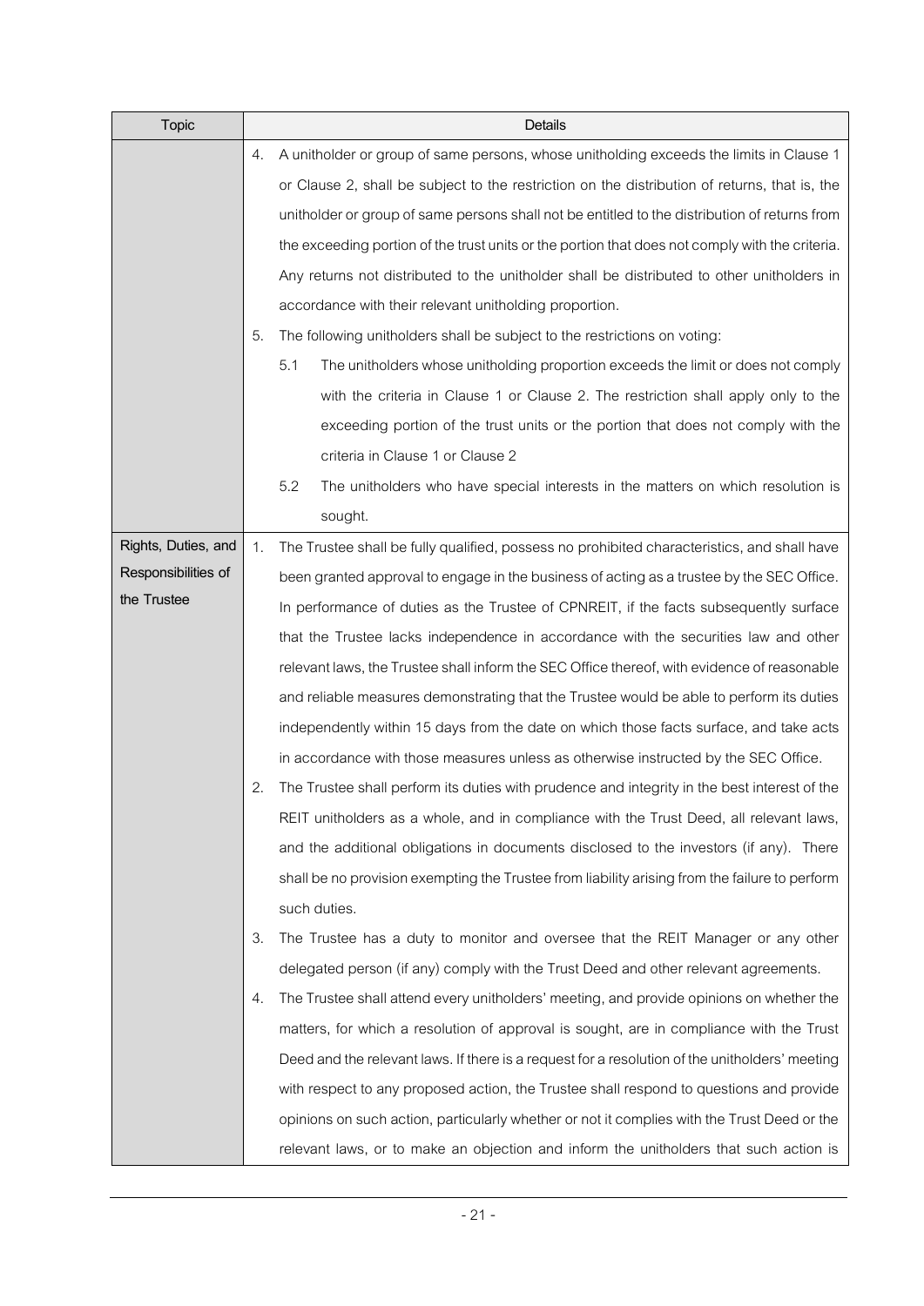| Topic | Details |
|---|---|
| | 4. A unitholder or group of same persons, whose unitholding exceeds the limits in Clause 1 or Clause 2, shall be subject to the restriction on the distribution of returns, that is, the unitholder or group of same persons shall not be entitled to the distribution of returns from the exceeding portion of the trust units or the portion that does not comply with the criteria. Any returns not distributed to the unitholder shall be distributed to other unitholders in accordance with their relevant unitholding proportion.<br>5. The following unitholders shall be subject to the restrictions on voting:<br>5.1 The unitholders whose unitholding proportion exceeds the limit or does not comply with the criteria in Clause 1 or Clause 2. The restriction shall apply only to the exceeding portion of the trust units or the portion that does not comply with the criteria in Clause 1 or Clause 2<br>5.2 The unitholders who have special interests in the matters on which resolution is sought. |
| Rights, Duties, and Responsibilities of the Trustee | 1. The Trustee shall be fully qualified, possess no prohibited characteristics, and shall have been granted approval to engage in the business of acting as a trustee by the SEC Office. In performance of duties as the Trustee of CPNREIT, if the facts subsequently surface that the Trustee lacks independence in accordance with the securities law and other relevant laws, the Trustee shall inform the SEC Office thereof, with evidence of reasonable and reliable measures demonstrating that the Trustee would be able to perform its duties independently within 15 days from the date on which those facts surface, and take acts in accordance with those measures unless as otherwise instructed by the SEC Office.<br>2. The Trustee shall perform its duties with prudence and integrity in the best interest of the REIT unitholders as a whole, and in compliance with the Trust Deed, all relevant laws, and the additional obligations in documents disclosed to the investors (if any). There shall be no provision exempting the Trustee from liability arising from the failure to perform such duties.<br>3. The Trustee has a duty to monitor and oversee that the REIT Manager or any other delegated person (if any) comply with the Trust Deed and other relevant agreements.<br>4. The Trustee shall attend every unitholders' meeting, and provide opinions on whether the matters, for which a resolution of approval is sought, are in compliance with the Trust Deed and the relevant laws. If there is a request for a resolution of the unitholders' meeting with respect to any proposed action, the Trustee shall respond to questions and provide opinions on such action, particularly whether or not it complies with the Trust Deed or the relevant laws, or to make an objection and inform the unitholders that such action is |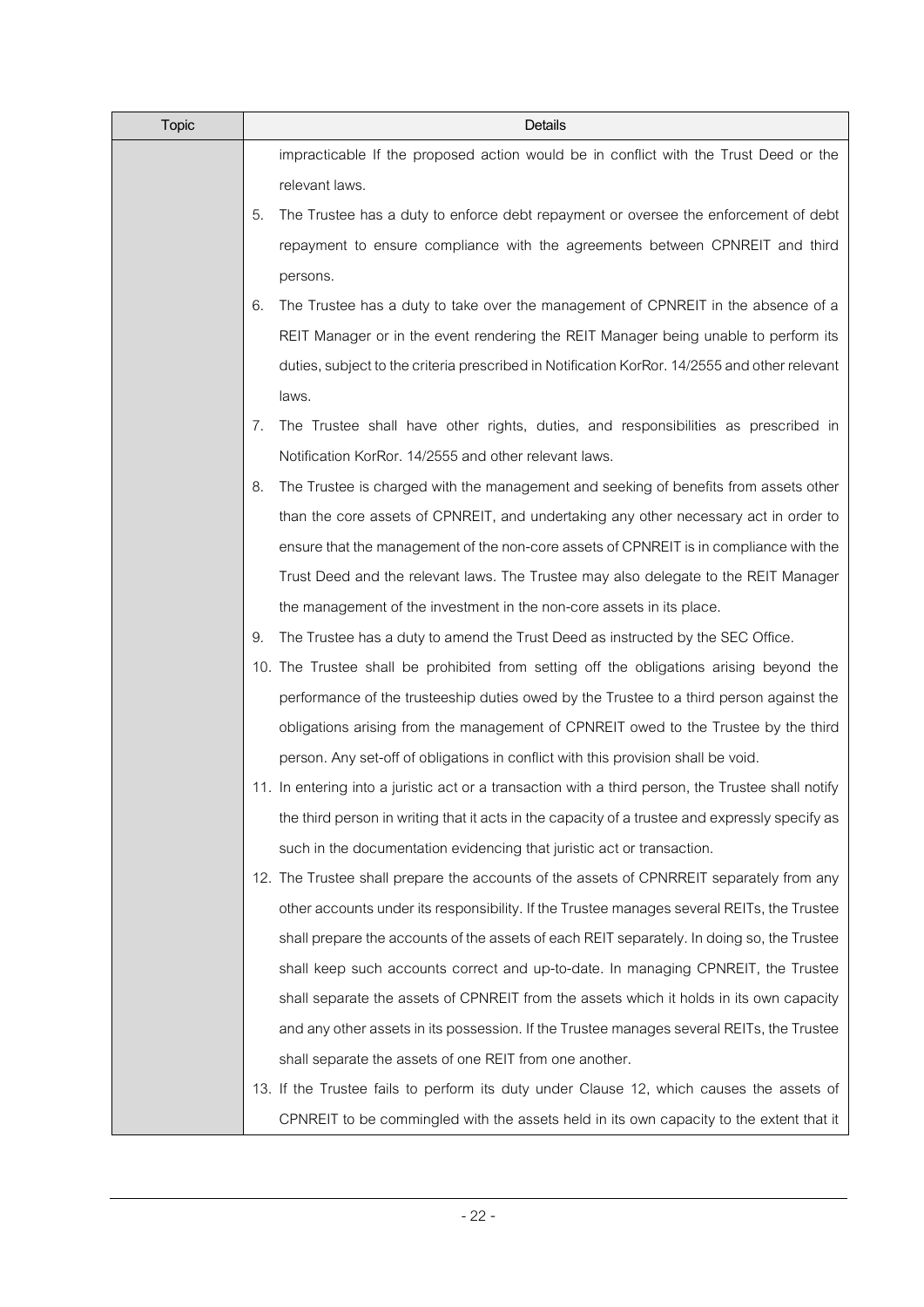| Topic | Details |
| --- | --- |
| | impracticable If the proposed action would be in conflict with the Trust Deed or the relevant laws.<br>5. The Trustee has a duty to enforce debt repayment or oversee the enforcement of debt repayment to ensure compliance with the agreements between CPNREIT and third persons.<br>6. The Trustee has a duty to take over the management of CPNREIT in the absence of a REIT Manager or in the event rendering the REIT Manager being unable to perform its duties, subject to the criteria prescribed in Notification KorRor. 14/2555 and other relevant laws.<br>7. The Trustee shall have other rights, duties, and responsibilities as prescribed in Notification KorRor. 14/2555 and other relevant laws.<br>8. The Trustee is charged with the management and seeking of benefits from assets other than the core assets of CPNREIT, and undertaking any other necessary act in order to ensure that the management of the non-core assets of CPNREIT is in compliance with the Trust Deed and the relevant laws. The Trustee may also delegate to the REIT Manager the management of the investment in the non-core assets in its place.<br>9. The Trustee has a duty to amend the Trust Deed as instructed by the SEC Office.<br>10. The Trustee shall be prohibited from setting off the obligations arising beyond the performance of the trusteeship duties owed by the Trustee to a third person against the obligations arising from the management of CPNREIT owed to the Trustee by the third person. Any set-off of obligations in conflict with this provision shall be void.<br>11. In entering into a juristic act or a transaction with a third person, the Trustee shall notify the third person in writing that it acts in the capacity of a trustee and expressly specify as such in the documentation evidencing that juristic act or transaction.<br>12. The Trustee shall prepare the accounts of the assets of CPNRREIT separately from any other accounts under its responsibility. If the Trustee manages several REITs, the Trustee shall prepare the accounts of the assets of each REIT separately. In doing so, the Trustee shall keep such accounts correct and up-to-date. In managing CPNREIT, the Trustee shall separate the assets of CPNREIT from the assets which it holds in its own capacity and any other assets in its possession. If the Trustee manages several REITs, the Trustee shall separate the assets of one REIT from one another.<br>13. If the Trustee fails to perform its duty under Clause 12, which causes the assets of CPNREIT to be commingled with the assets held in its own capacity to the extent that it |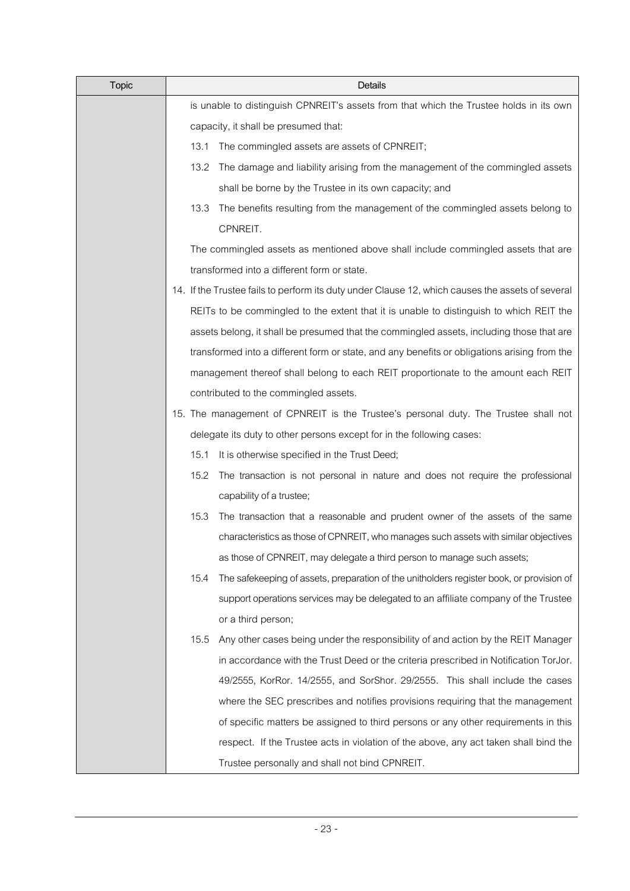| Topic | Details |
|---|---|
| | is unable to distinguish CPNREIT's assets from that which the Trustee holds in its own capacity, it shall be presumed that:<br>13.1 The commingled assets are assets of CPNREIT;<br>13.2 The damage and liability arising from the management of the commingled assets shall be borne by the Trustee in its own capacity; and<br>13.3 The benefits resulting from the management of the commingled assets belong to CPNREIT.<br>The commingled assets as mentioned above shall include commingled assets that are transformed into a different form or state.<br>14. If the Trustee fails to perform its duty under Clause 12, which causes the assets of several REITs to be commingled to the extent that it is unable to distinguish to which REIT the assets belong, it shall be presumed that the commingled assets, including those that are transformed into a different form or state, and any benefits or obligations arising from the management thereof shall belong to each REIT proportionate to the amount each REIT contributed to the commingled assets.<br>15. The management of CPNREIT is the Trustee's personal duty. The Trustee shall not delegate its duty to other persons except for in the following cases:<br>15.1 It is otherwise specified in the Trust Deed;<br>15.2 The transaction is not personal in nature and does not require the professional capability of a trustee;<br>15.3 The transaction that a reasonable and prudent owner of the assets of the same characteristics as those of CPNREIT, who manages such assets with similar objectives as those of CPNREIT, may delegate a third person to manage such assets;<br>15.4 The safekeeping of assets, preparation of the unitholders register book, or provision of support operations services may be delegated to an affiliate company of the Trustee or a third person;<br>15.5 Any other cases being under the responsibility of and action by the REIT Manager in accordance with the Trust Deed or the criteria prescribed in Notification TorJor. 49/2555, KorRor. 14/2555, and SorShor. 29/2555. This shall include the cases where the SEC prescribes and notifies provisions requiring that the management of specific matters be assigned to third persons or any other requirements in this respect. If the Trustee acts in violation of the above, any act taken shall bind the Trustee personally and shall not bind CPNREIT. |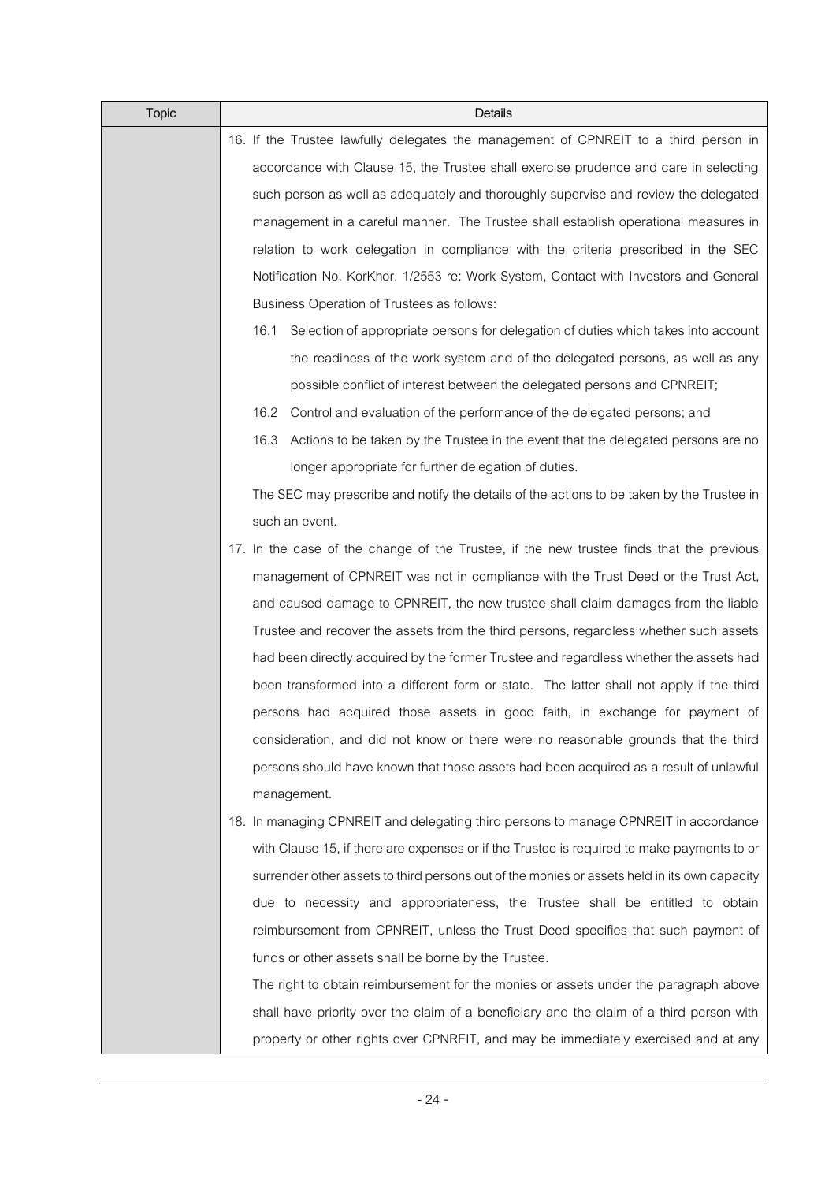| Topic | Details |
|---|---|
| | 16. If the Trustee lawfully delegates the management of CPNREIT to a third person in accordance with Clause 15, the Trustee shall exercise prudence and care in selecting such person as well as adequately and thoroughly supervise and review the delegated management in a careful manner. The Trustee shall establish operational measures in relation to work delegation in compliance with the criteria prescribed in the SEC Notification No. KorKhor. 1/2553 re: Work System, Contact with Investors and General Business Operation of Trustees as follows:<br>16.1 Selection of appropriate persons for delegation of duties which takes into account the readiness of the work system and of the delegated persons, as well as any possible conflict of interest between the delegated persons and CPNREIT;<br>16.2 Control and evaluation of the performance of the delegated persons; and<br>16.3 Actions to be taken by the Trustee in the event that the delegated persons are no longer appropriate for further delegation of duties.<br>The SEC may prescribe and notify the details of the actions to be taken by the Trustee in such an event.<br>17. In the case of the change of the Trustee, if the new trustee finds that the previous management of CPNREIT was not in compliance with the Trust Deed or the Trust Act, and caused damage to CPNREIT, the new trustee shall claim damages from the liable Trustee and recover the assets from the third persons, regardless whether such assets had been directly acquired by the former Trustee and regardless whether the assets had been transformed into a different form or state. The latter shall not apply if the third persons had acquired those assets in good faith, in exchange for payment of consideration, and did not know or there were no reasonable grounds that the third persons should have known that those assets had been acquired as a result of unlawful management.<br>18. In managing CPNREIT and delegating third persons to manage CPNREIT in accordance with Clause 15, if there are expenses or if the Trustee is required to make payments to or surrender other assets to third persons out of the monies or assets held in its own capacity due to necessity and appropriateness, the Trustee shall be entitled to obtain reimbursement from CPNREIT, unless the Trust Deed specifies that such payment of funds or other assets shall be borne by the Trustee.<br>The right to obtain reimbursement for the monies or assets under the paragraph above shall have priority over the claim of a beneficiary and the claim of a third person with property or other rights over CPNREIT, and may be immediately exercised and at any |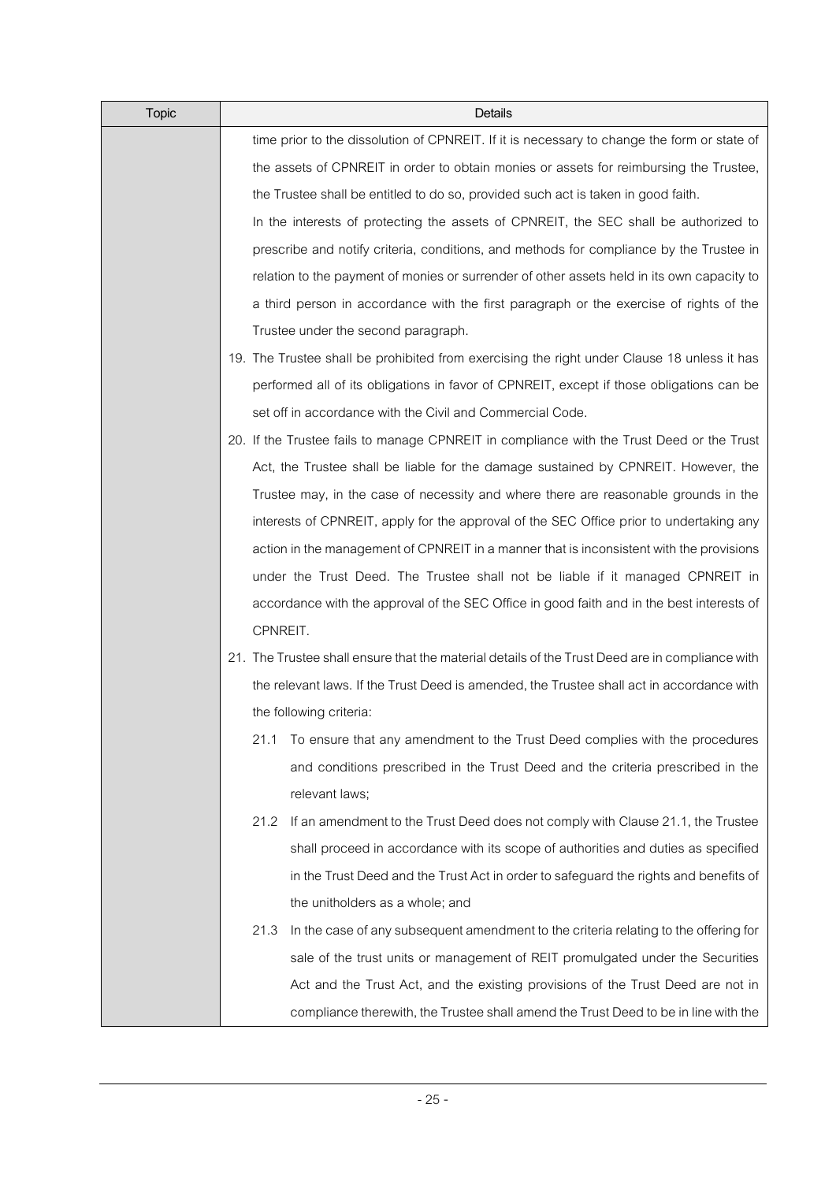| Topic | Details |
| --- | --- |
| | time prior to the dissolution of CPNREIT. If it is necessary to change the form or state of the assets of CPNREIT in order to obtain monies or assets for reimbursing the Trustee, the Trustee shall be entitled to do so, provided such act is taken in good faith.<br>In the interests of protecting the assets of CPNREIT, the SEC shall be authorized to prescribe and notify criteria, conditions, and methods for compliance by the Trustee in relation to the payment of monies or surrender of other assets held in its own capacity to a third person in accordance with the first paragraph or the exercise of rights of the Trustee under the second paragraph.<br>19. The Trustee shall be prohibited from exercising the right under Clause 18 unless it has performed all of its obligations in favor of CPNREIT, except if those obligations can be set off in accordance with the Civil and Commercial Code.<br>20. If the Trustee fails to manage CPNREIT in compliance with the Trust Deed or the Trust Act, the Trustee shall be liable for the damage sustained by CPNREIT. However, the Trustee may, in the case of necessity and where there are reasonable grounds in the interests of CPNREIT, apply for the approval of the SEC Office prior to undertaking any action in the management of CPNREIT in a manner that is inconsistent with the provisions under the Trust Deed. The Trustee shall not be liable if it managed CPNREIT in accordance with the approval of the SEC Office in good faith and in the best interests of CPNREIT.<br>21. The Trustee shall ensure that the material details of the Trust Deed are in compliance with the relevant laws. If the Trust Deed is amended, the Trustee shall act in accordance with the following criteria:<br>21.1 To ensure that any amendment to the Trust Deed complies with the procedures and conditions prescribed in the Trust Deed and the criteria prescribed in the relevant laws;<br>21.2 If an amendment to the Trust Deed does not comply with Clause 21.1, the Trustee shall proceed in accordance with its scope of authorities and duties as specified in the Trust Deed and the Trust Act in order to safeguard the rights and benefits of the unitholders as a whole; and<br>21.3 In the case of any subsequent amendment to the criteria relating to the offering for sale of the trust units or management of REIT promulgated under the Securities Act and the Trust Act, and the existing provisions of the Trust Deed are not in compliance therewith, the Trustee shall amend the Trust Deed to be in line with the |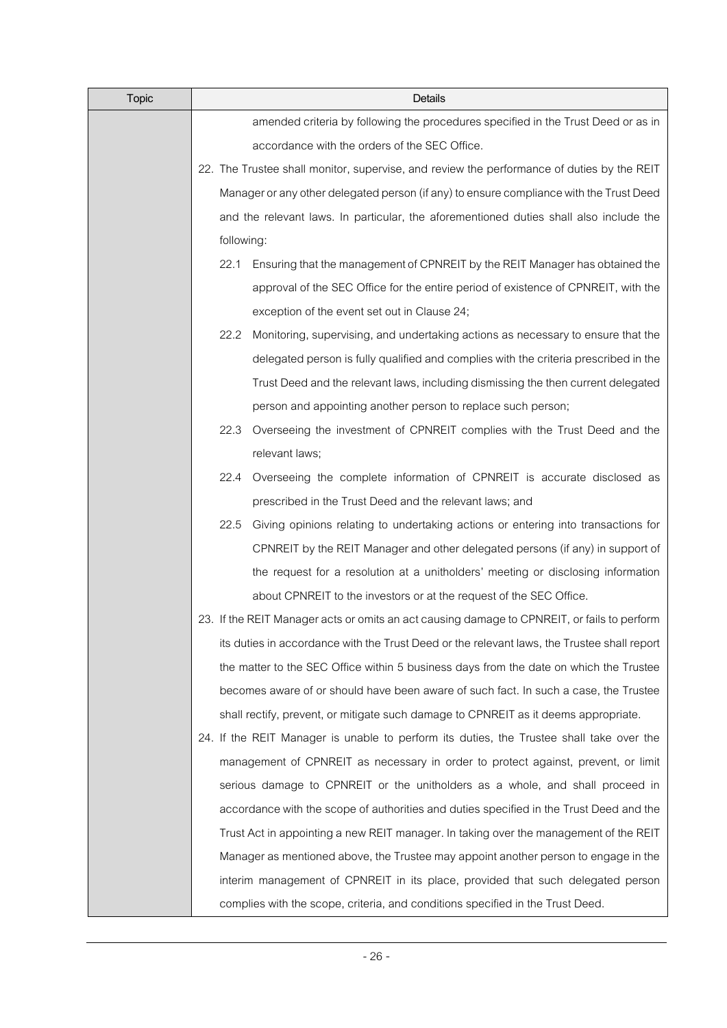| Topic | Details |
| --- | --- |
| | amended criteria by following the procedures specified in the Trust Deed or as in accordance with the orders of the SEC Office.<br>22. The Trustee shall monitor, supervise, and review the performance of duties by the REIT Manager or any other delegated person (if any) to ensure compliance with the Trust Deed and the relevant laws. In particular, the aforementioned duties shall also include the following:<br>22.1 Ensuring that the management of CPNREIT by the REIT Manager has obtained the approval of the SEC Office for the entire period of existence of CPNREIT, with the exception of the event set out in Clause 24;<br>22.2 Monitoring, supervising, and undertaking actions as necessary to ensure that the delegated person is fully qualified and complies with the criteria prescribed in the Trust Deed and the relevant laws, including dismissing the then current delegated person and appointing another person to replace such person;<br>22.3 Overseeing the investment of CPNREIT complies with the Trust Deed and the relevant laws;<br>22.4 Overseeing the complete information of CPNREIT is accurate disclosed as prescribed in the Trust Deed and the relevant laws; and<br>22.5 Giving opinions relating to undertaking actions or entering into transactions for CPNREIT by the REIT Manager and other delegated persons (if any) in support of the request for a resolution at a unitholders' meeting or disclosing information about CPNREIT to the investors or at the request of the SEC Office.<br>23. If the REIT Manager acts or omits an act causing damage to CPNREIT, or fails to perform its duties in accordance with the Trust Deed or the relevant laws, the Trustee shall report the matter to the SEC Office within 5 business days from the date on which the Trustee becomes aware of or should have been aware of such fact. In such a case, the Trustee shall rectify, prevent, or mitigate such damage to CPNREIT as it deems appropriate.<br>24. If the REIT Manager is unable to perform its duties, the Trustee shall take over the management of CPNREIT as necessary in order to protect against, prevent, or limit serious damage to CPNREIT or the unitholders as a whole, and shall proceed in accordance with the scope of authorities and duties specified in the Trust Deed and the Trust Act in appointing a new REIT manager. In taking over the management of the REIT Manager as mentioned above, the Trustee may appoint another person to engage in the interim management of CPNREIT in its place, provided that such delegated person complies with the scope, criteria, and conditions specified in the Trust Deed. |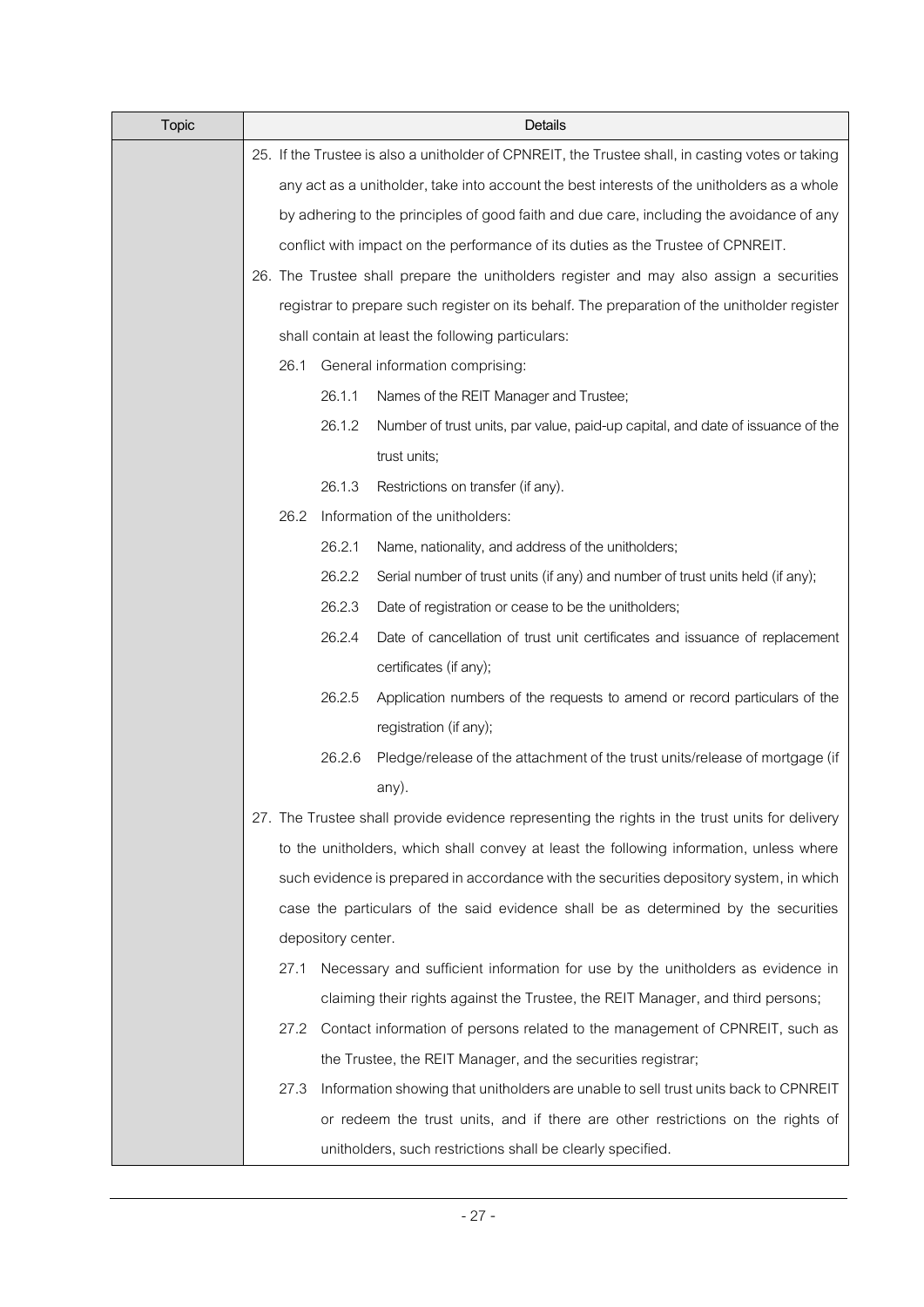| Topic | Details |
|---|---|
| | 25. If the Trustee is also a unitholder of CPNREIT, the Trustee shall, in casting votes or taking any act as a unitholder, take into account the best interests of the unitholders as a whole by adhering to the principles of good faith and due care, including the avoidance of any conflict with impact on the performance of its duties as the Trustee of CPNREIT.<br>26. The Trustee shall prepare the unitholders register and may also assign a securities registrar to prepare such register on its behalf. The preparation of the unitholder register shall contain at least the following particulars:<br>26.1 General information comprising:<br>26.1.1 Names of the REIT Manager and Trustee;<br>26.1.2 Number of trust units, par value, paid-up capital, and date of issuance of the trust units;<br>26.1.3 Restrictions on transfer (if any).<br>26.2 Information of the unitholders:<br>26.2.1 Name, nationality, and address of the unitholders;<br>26.2.2 Serial number of trust units (if any) and number of trust units held (if any);<br>26.2.3 Date of registration or cease to be the unitholders;<br>26.2.4 Date of cancellation of trust unit certificates and issuance of replacement certificates (if any);<br>26.2.5 Application numbers of the requests to amend or record particulars of the registration (if any);<br>26.2.6 Pledge/release of the attachment of the trust units/release of mortgage (if any).<br>27. The Trustee shall provide evidence representing the rights in the trust units for delivery to the unitholders, which shall convey at least the following information, unless where such evidence is prepared in accordance with the securities depository system, in which case the particulars of the said evidence shall be as determined by the securities depository center.<br>27.1 Necessary and sufficient information for use by the unitholders as evidence in claiming their rights against the Trustee, the REIT Manager, and third persons;<br>27.2 Contact information of persons related to the management of CPNREIT, such as the Trustee, the REIT Manager, and the securities registrar;<br>27.3 Information showing that unitholders are unable to sell trust units back to CPNREIT or redeem the trust units, and if there are other restrictions on the rights of unitholders, such restrictions shall be clearly specified. |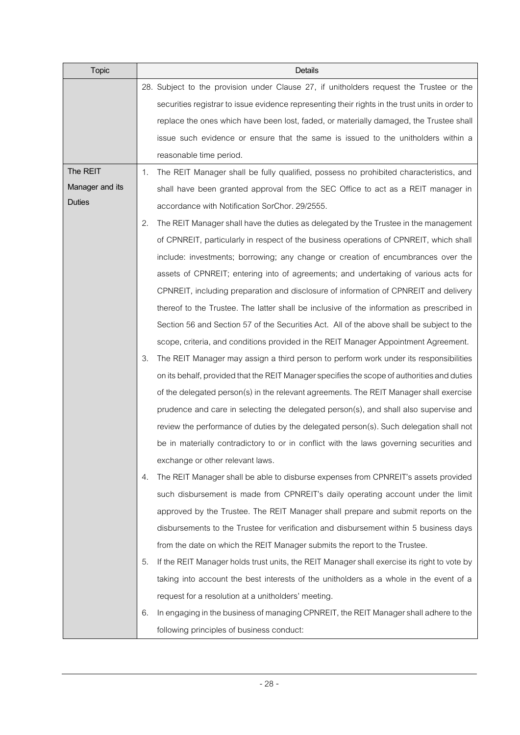| Topic | Details |
| --- | --- |
| | 28. Subject to the provision under Clause 27, if unitholders request the Trustee or the securities registrar to issue evidence representing their rights in the trust units in order to replace the ones which have been lost, faded, or materially damaged, the Trustee shall issue such evidence or ensure that the same is issued to the unitholders within a reasonable time period. |
| The REIT Manager and its Duties | 1. The REIT Manager shall be fully qualified, possess no prohibited characteristics, and shall have been granted approval from the SEC Office to act as a REIT manager in accordance with Notification SorChor. 29/2555.<br>2. The REIT Manager shall have the duties as delegated by the Trustee in the management of CPNREIT, particularly in respect of the business operations of CPNREIT, which shall include: investments; borrowing; any change or creation of encumbrances over the assets of CPNREIT; entering into of agreements; and undertaking of various acts for CPNREIT, including preparation and disclosure of information of CPNREIT and delivery thereof to the Trustee. The latter shall be inclusive of the information as prescribed in Section 56 and Section 57 of the Securities Act. All of the above shall be subject to the scope, criteria, and conditions provided in the REIT Manager Appointment Agreement.<br>3. The REIT Manager may assign a third person to perform work under its responsibilities on its behalf, provided that the REIT Manager specifies the scope of authorities and duties of the delegated person(s) in the relevant agreements. The REIT Manager shall exercise prudence and care in selecting the delegated person(s), and shall also supervise and review the performance of duties by the delegated person(s). Such delegation shall not be in materially contradictory to or in conflict with the laws governing securities and exchange or other relevant laws.<br>4. The REIT Manager shall be able to disburse expenses from CPNREIT's assets provided such disbursement is made from CPNREIT's daily operating account under the limit approved by the Trustee. The REIT Manager shall prepare and submit reports on the disbursements to the Trustee for verification and disbursement within 5 business days from the date on which the REIT Manager submits the report to the Trustee.<br>5. If the REIT Manager holds trust units, the REIT Manager shall exercise its right to vote by taking into account the best interests of the unitholders as a whole in the event of a request for a resolution at a unitholders' meeting.<br>6. In engaging in the business of managing CPNREIT, the REIT Manager shall adhere to the following principles of business conduct: |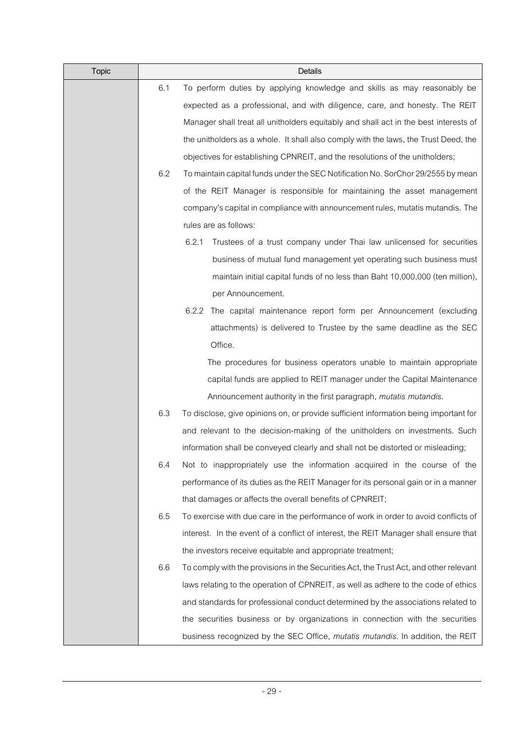| Topic | Details |
|---|---|
| | 6.1 To perform duties by applying knowledge and skills as may reasonably be expected as a professional, and with diligence, care, and honesty. The REIT Manager shall treat all unitholders equitably and shall act in the best interests of the unitholders as a whole. It shall also comply with the laws, the Trust Deed, the objectives for establishing CPNREIT, and the resolutions of the unitholders;<br>6.2 To maintain capital funds under the SEC Notification No. SorChor 29/2555 by mean of the REIT Manager is responsible for maintaining the asset management company's capital in compliance with announcement rules, mutatis mutandis. The rules are as follows:<br>6.2.1 Trustees of a trust company under Thai law unlicensed for securities business of mutual fund management yet operating such business must maintain initial capital funds of no less than Baht 10,000,000 (ten million), per Announcement.<br>6.2.2 The capital maintenance report form per Announcement (excluding attachments) is delivered to Trustee by the same deadline as the SEC Office.<br>The procedures for business operators unable to maintain appropriate capital funds are applied to REIT manager under the Capital Maintenance Announcement authority in the first paragraph, *mutatis mutandis*.<br>6.3 To disclose, give opinions on, or provide sufficient information being important for and relevant to the decision-making of the unitholders on investments. Such information shall be conveyed clearly and shall not be distorted or misleading;<br>6.4 Not to inappropriately use the information acquired in the course of the performance of its duties as the REIT Manager for its personal gain or in a manner that damages or affects the overall benefits of CPNREIT;<br>6.5 To exercise with due care in the performance of work in order to avoid conflicts of interest. In the event of a conflict of interest, the REIT Manager shall ensure that the investors receive equitable and appropriate treatment;<br>6.6 To comply with the provisions in the Securities Act, the Trust Act, and other relevant laws relating to the operation of CPNREIT, as well as adhere to the code of ethics and standards for professional conduct determined by the associations related to the securities business or by organizations in connection with the securities business recognized by the SEC Office, *mutatis mutandis*. In addition, the REIT |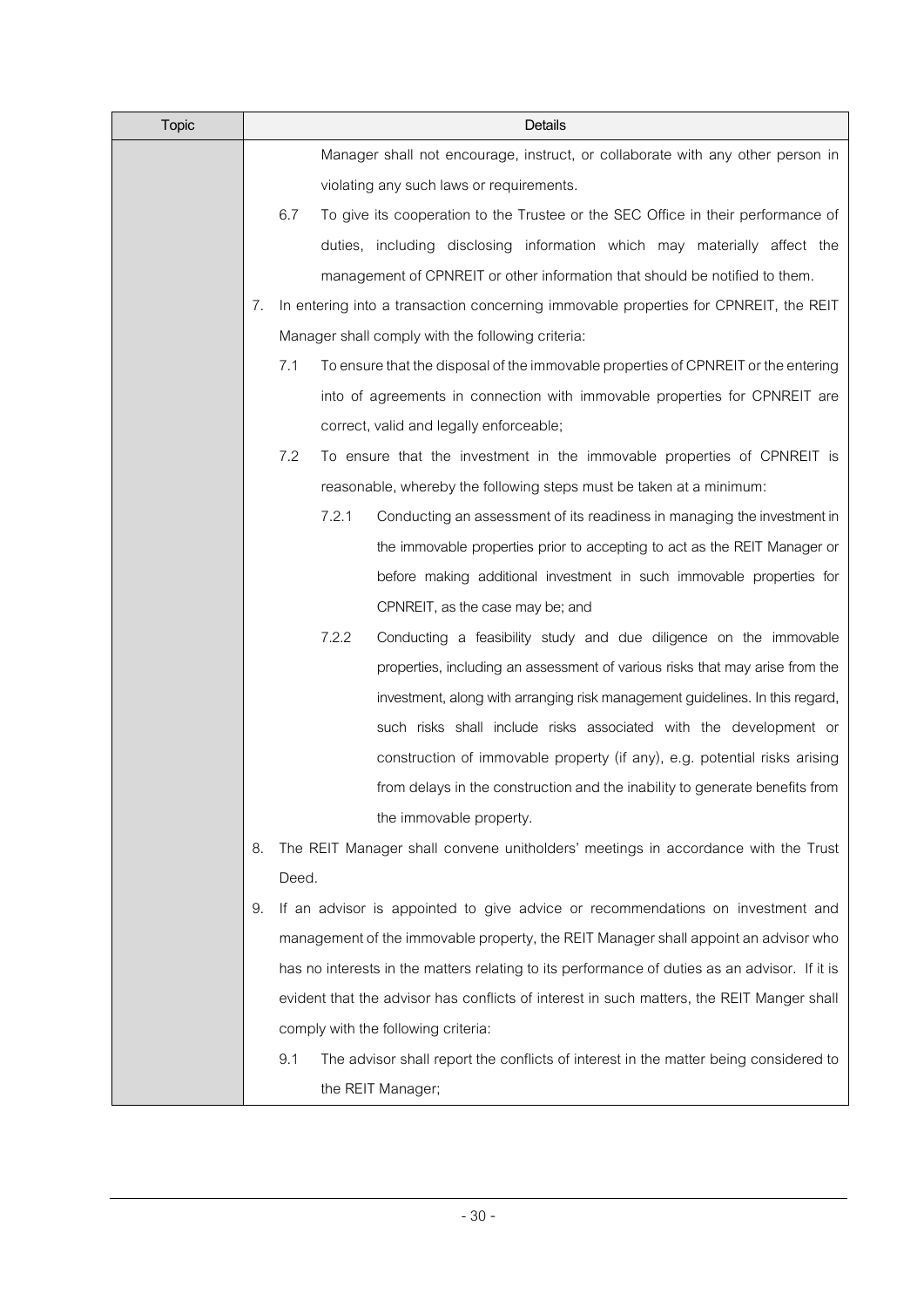| Topic | Details |
|---|---|
| | Manager shall not encourage, instruct, or collaborate with any other person in violating any such laws or requirements.<br>6.7 To give its cooperation to the Trustee or the SEC Office in their performance of duties, including disclosing information which may materially affect the management of CPNREIT or other information that should be notified to them.<br>7. In entering into a transaction concerning immovable properties for CPNREIT, the REIT Manager shall comply with the following criteria:<br>7.1 To ensure that the disposal of the immovable properties of CPNREIT or the entering into of agreements in connection with immovable properties for CPNREIT are correct, valid and legally enforceable;<br>7.2 To ensure that the investment in the immovable properties of CPNREIT is reasonable, whereby the following steps must be taken at a minimum:<br>7.2.1 Conducting an assessment of its readiness in managing the investment in the immovable properties prior to accepting to act as the REIT Manager or before making additional investment in such immovable properties for CPNREIT, as the case may be; and<br>7.2.2 Conducting a feasibility study and due diligence on the immovable properties, including an assessment of various risks that may arise from the investment, along with arranging risk management guidelines. In this regard, such risks shall include risks associated with the development or construction of immovable property (if any), e.g. potential risks arising from delays in the construction and the inability to generate benefits from the immovable property.<br>8. The REIT Manager shall convene unitholders' meetings in accordance with the Trust Deed.<br>9. If an advisor is appointed to give advice or recommendations on investment and management of the immovable property, the REIT Manager shall appoint an advisor who has no interests in the matters relating to its performance of duties as an advisor. If it is evident that the advisor has conflicts of interest in such matters, the REIT Manger shall comply with the following criteria:<br>9.1 The advisor shall report the conflicts of interest in the matter being considered to the REIT Manager; |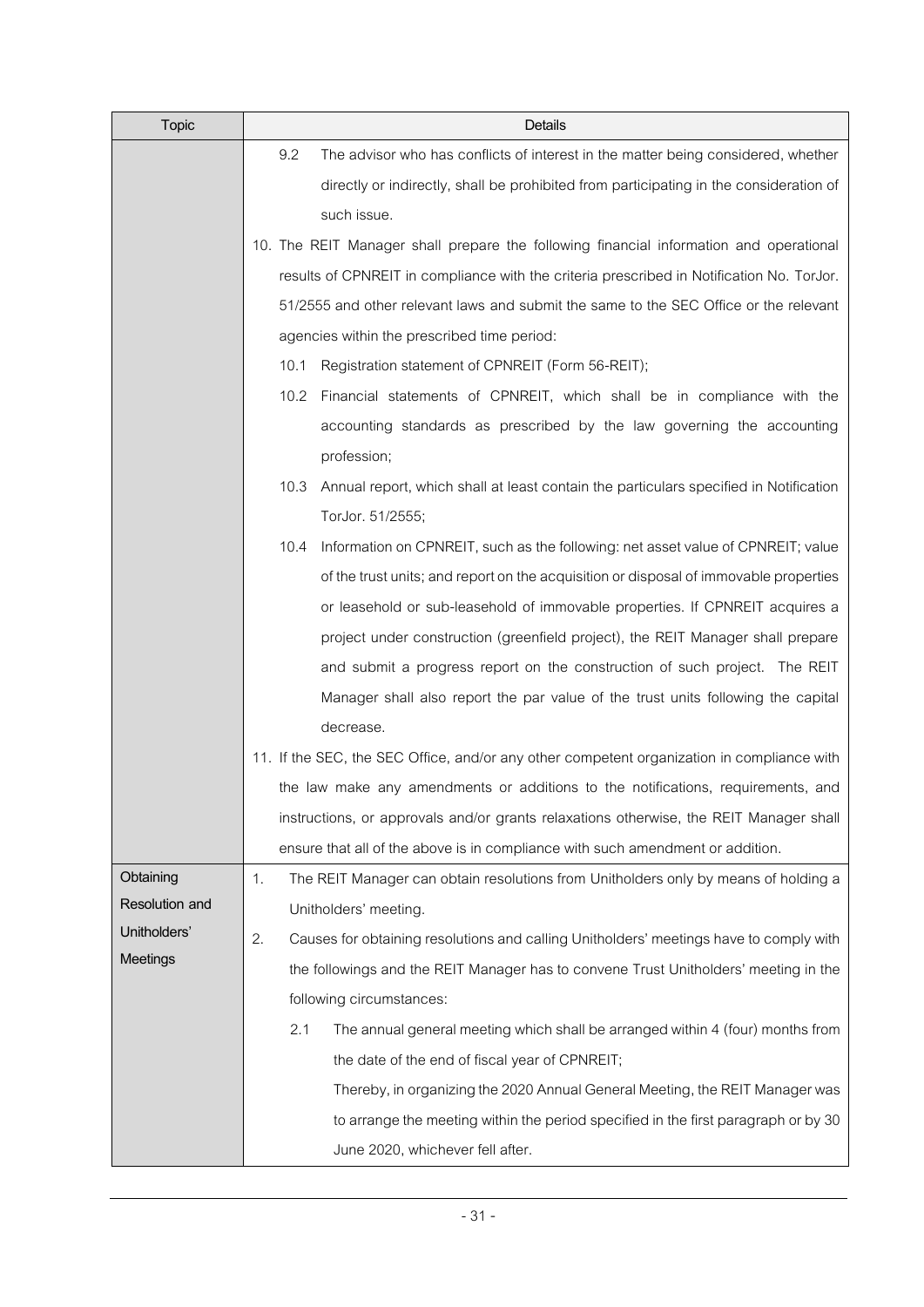| Topic | Details |
|---|---|
| | 9.2 The advisor who has conflicts of interest in the matter being considered, whether directly or indirectly, shall be prohibited from participating in the consideration of such issue.<br>10. The REIT Manager shall prepare the following financial information and operational results of CPNREIT in compliance with the criteria prescribed in Notification No. TorJor. 51/2555 and other relevant laws and submit the same to the SEC Office or the relevant agencies within the prescribed time period:<br>10.1 Registration statement of CPNREIT (Form 56-REIT);<br>10.2 Financial statements of CPNREIT, which shall be in compliance with the accounting standards as prescribed by the law governing the accounting profession;<br>10.3 Annual report, which shall at least contain the particulars specified in Notification TorJor. 51/2555;<br>10.4 Information on CPNREIT, such as the following: net asset value of CPNREIT; value of the trust units; and report on the acquisition or disposal of immovable properties or leasehold or sub-leasehold of immovable properties. If CPNREIT acquires a project under construction (greenfield project), the REIT Manager shall prepare and submit a progress report on the construction of such project. The REIT Manager shall also report the par value of the trust units following the capital decrease.<br>11. If the SEC, the SEC Office, and/or any other competent organization in compliance with the law make any amendments or additions to the notifications, requirements, and instructions, or approvals and/or grants relaxations otherwise, the REIT Manager shall ensure that all of the above is in compliance with such amendment or addition. |
| Obtaining Resolution and Unitholders' Meetings | 1. The REIT Manager can obtain resolutions from Unitholders only by means of holding a Unitholders' meeting.<br>2. Causes for obtaining resolutions and calling Unitholders' meetings have to comply with the followings and the REIT Manager has to convene Trust Unitholders' meeting in the following circumstances:<br>2.1 The annual general meeting which shall be arranged within 4 (four) months from the date of the end of fiscal year of CPNREIT;<br>Thereby, in organizing the 2020 Annual General Meeting, the REIT Manager was to arrange the meeting within the period specified in the first paragraph or by 30 June 2020, whichever fell after. |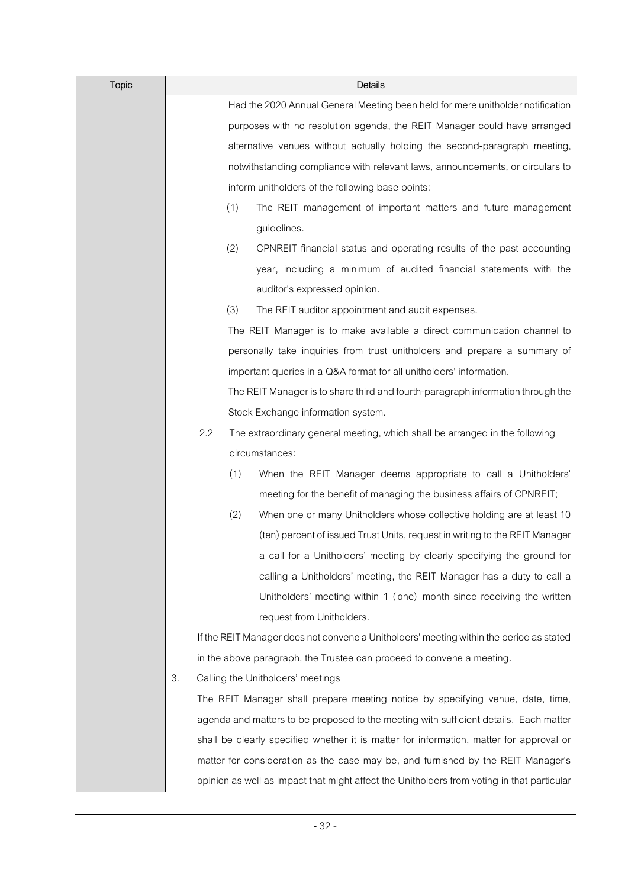| Topic | Details |
| --- | --- |
| | Had the 2020 Annual General Meeting been held for mere unitholder notification purposes with no resolution agenda, the REIT Manager could have arranged alternative venues without actually holding the second-paragraph meeting, notwithstanding compliance with relevant laws, announcements, or circulars to inform unitholders of the following base points:<br>(1) The REIT management of important matters and future management guidelines.<br>(2) CPNREIT financial status and operating results of the past accounting year, including a minimum of audited financial statements with the auditor's expressed opinion.<br>(3) The REIT auditor appointment and audit expenses.<br>The REIT Manager is to make available a direct communication channel to personally take inquiries from trust unitholders and prepare a summary of important queries in a Q&A format for all unitholders' information.<br>The REIT Manager is to share third and fourth-paragraph information through the Stock Exchange information system.<br>2.2 The extraordinary general meeting, which shall be arranged in the following circumstances:<br>(1) When the REIT Manager deems appropriate to call a Unitholders' meeting for the benefit of managing the business affairs of CPNREIT;<br>(2) When one or many Unitholders whose collective holding are at least 10 (ten) percent of issued Trust Units, request in writing to the REIT Manager a call for a Unitholders' meeting by clearly specifying the ground for calling a Unitholders' meeting, the REIT Manager has a duty to call a Unitholders' meeting within 1 (one) month since receiving the written request from Unitholders.<br>If the REIT Manager does not convene a Unitholders' meeting within the period as stated in the above paragraph, the Trustee can proceed to convene a meeting.<br>3. Calling the Unitholders' meetings<br>The REIT Manager shall prepare meeting notice by specifying venue, date, time, agenda and matters to be proposed to the meeting with sufficient details. Each matter shall be clearly specified whether it is matter for information, matter for approval or matter for consideration as the case may be, and furnished by the REIT Manager's opinion as well as impact that might affect the Unitholders from voting in that particular |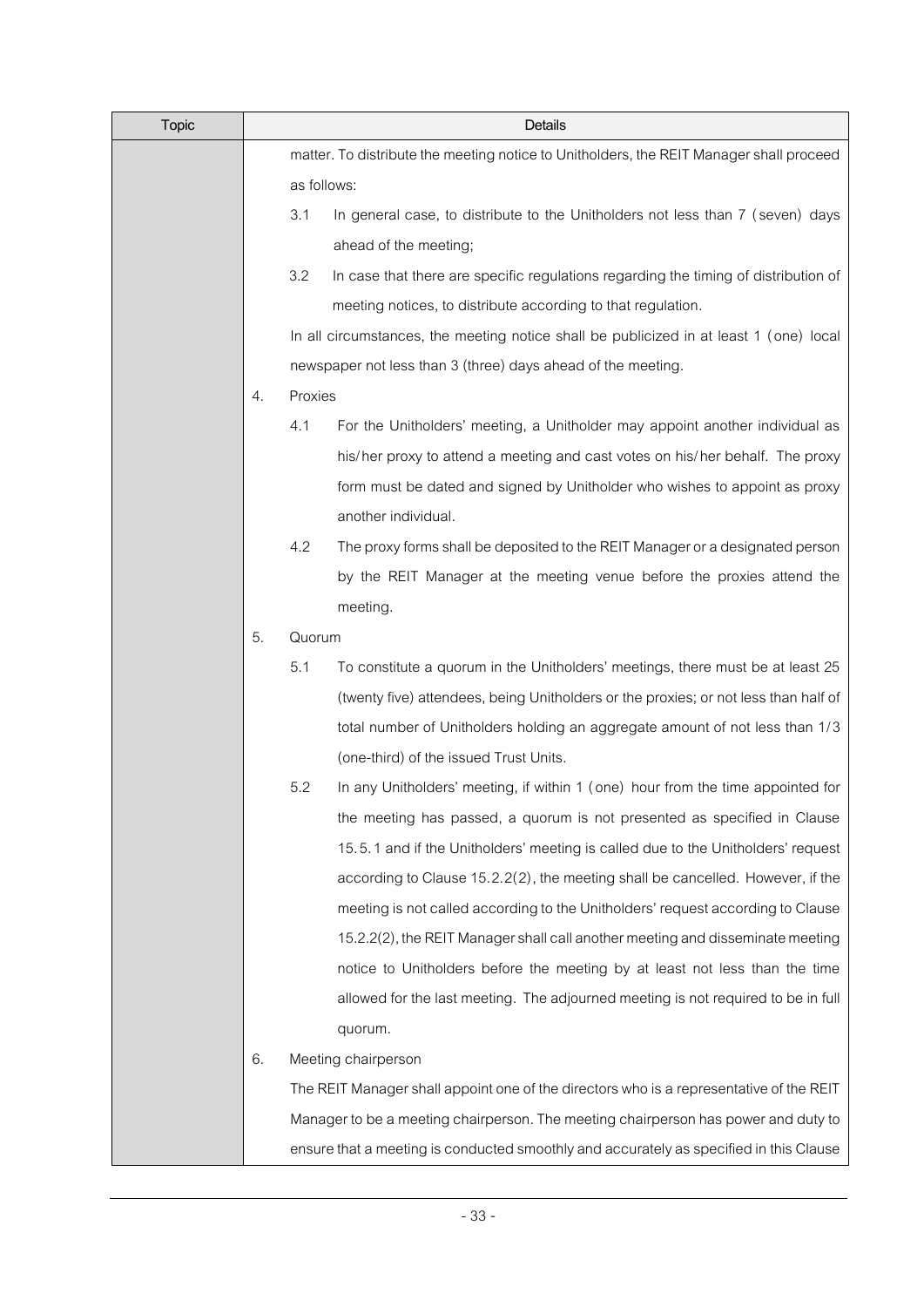| Topic | Details |
| --- | --- |
| | matter. To distribute the meeting notice to Unitholders, the REIT Manager shall proceed as follows:<br>3.1 In general case, to distribute to the Unitholders not less than 7 (seven) days ahead of the meeting;<br>3.2 In case that there are specific regulations regarding the timing of distribution of meeting notices, to distribute according to that regulation.<br>In all circumstances, the meeting notice shall be publicized in at least 1 (one) local newspaper not less than 3 (three) days ahead of the meeting.<br>4. Proxies<br>4.1 For the Unitholders' meeting, a Unitholder may appoint another individual as his/her proxy to attend a meeting and cast votes on his/her behalf. The proxy form must be dated and signed by Unitholder who wishes to appoint as proxy another individual.<br>4.2 The proxy forms shall be deposited to the REIT Manager or a designated person by the REIT Manager at the meeting venue before the proxies attend the meeting.<br>5. Quorum<br>5.1 To constitute a quorum in the Unitholders' meetings, there must be at least 25 (twenty five) attendees, being Unitholders or the proxies; or not less than half of total number of Unitholders holding an aggregate amount of not less than 1/3 (one-third) of the issued Trust Units.<br>5.2 In any Unitholders' meeting, if within 1 (one) hour from the time appointed for the meeting has passed, a quorum is not presented as specified in Clause 15.5.1 and if the Unitholders' meeting is called due to the Unitholders' request according to Clause 15.2.2(2), the meeting shall be cancelled. However, if the meeting is not called according to the Unitholders' request according to Clause 15.2.2(2), the REIT Manager shall call another meeting and disseminate meeting notice to Unitholders before the meeting by at least not less than the time allowed for the last meeting. The adjourned meeting is not required to be in full quorum.<br>6. Meeting chairperson<br>The REIT Manager shall appoint one of the directors who is a representative of the REIT Manager to be a meeting chairperson. The meeting chairperson has power and duty to ensure that a meeting is conducted smoothly and accurately as specified in this Clause |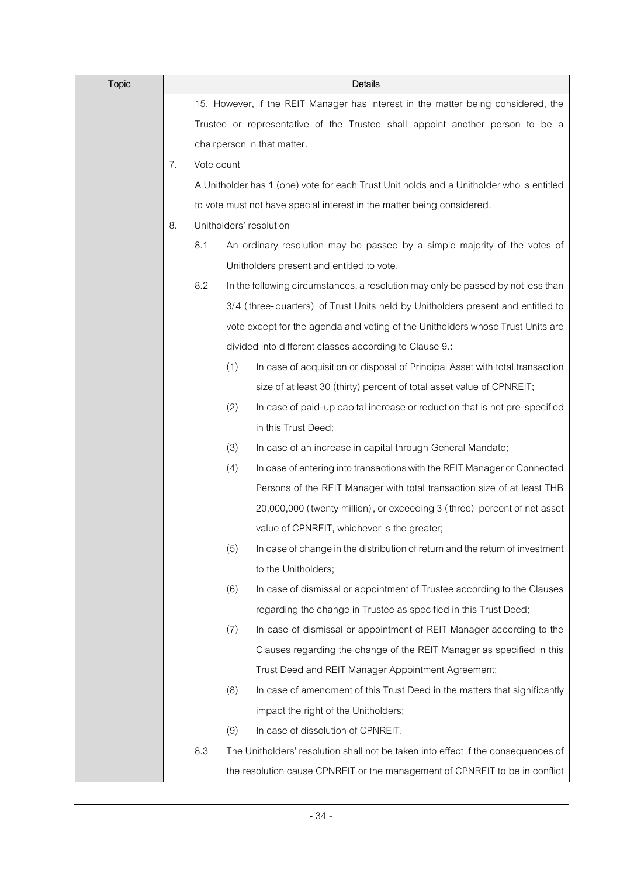| Topic | Details |
|---|---|
| | 15. However, if the REIT Manager has interest in the matter being considered, the Trustee or representative of the Trustee shall appoint another person to be a chairperson in that matter.<br><br>7. Vote count<br><br>A Unitholder has 1 (one) vote for each Trust Unit holds and a Unitholder who is entitled to vote must not have special interest in the matter being considered.<br><br>8. Unitholders' resolution<br><br>8.1 An ordinary resolution may be passed by a simple majority of the votes of Unitholders present and entitled to vote.<br><br>8.2 In the following circumstances, a resolution may only be passed by not less than 3/4 (three-quarters) of Trust Units held by Unitholders present and entitled to vote except for the agenda and voting of the Unitholders whose Trust Units are divided into different classes according to Clause 9.:<br><br>(1) In case of acquisition or disposal of Principal Asset with total transaction size of at least 30 (thirty) percent of total asset value of CPNREIT;<br><br>(2) In case of paid-up capital increase or reduction that is not pre-specified in this Trust Deed;<br><br>(3) In case of an increase in capital through General Mandate;<br><br>(4) In case of entering into transactions with the REIT Manager or Connected Persons of the REIT Manager with total transaction size of at least THB 20,000,000 (twenty million), or exceeding 3 (three) percent of net asset value of CPNREIT, whichever is the greater;<br><br>(5) In case of change in the distribution of return and the return of investment to the Unitholders;<br><br>(6) In case of dismissal or appointment of Trustee according to the Clauses regarding the change in Trustee as specified in this Trust Deed;<br><br>(7) In case of dismissal or appointment of REIT Manager according to the Clauses regarding the change of the REIT Manager as specified in this Trust Deed and REIT Manager Appointment Agreement;<br><br>(8) In case of amendment of this Trust Deed in the matters that significantly impact the right of the Unitholders;<br><br>(9) In case of dissolution of CPNREIT.<br><br>8.3 The Unitholders' resolution shall not be taken into effect if the consequences of the resolution cause CPNREIT or the management of CPNREIT to be in conflict |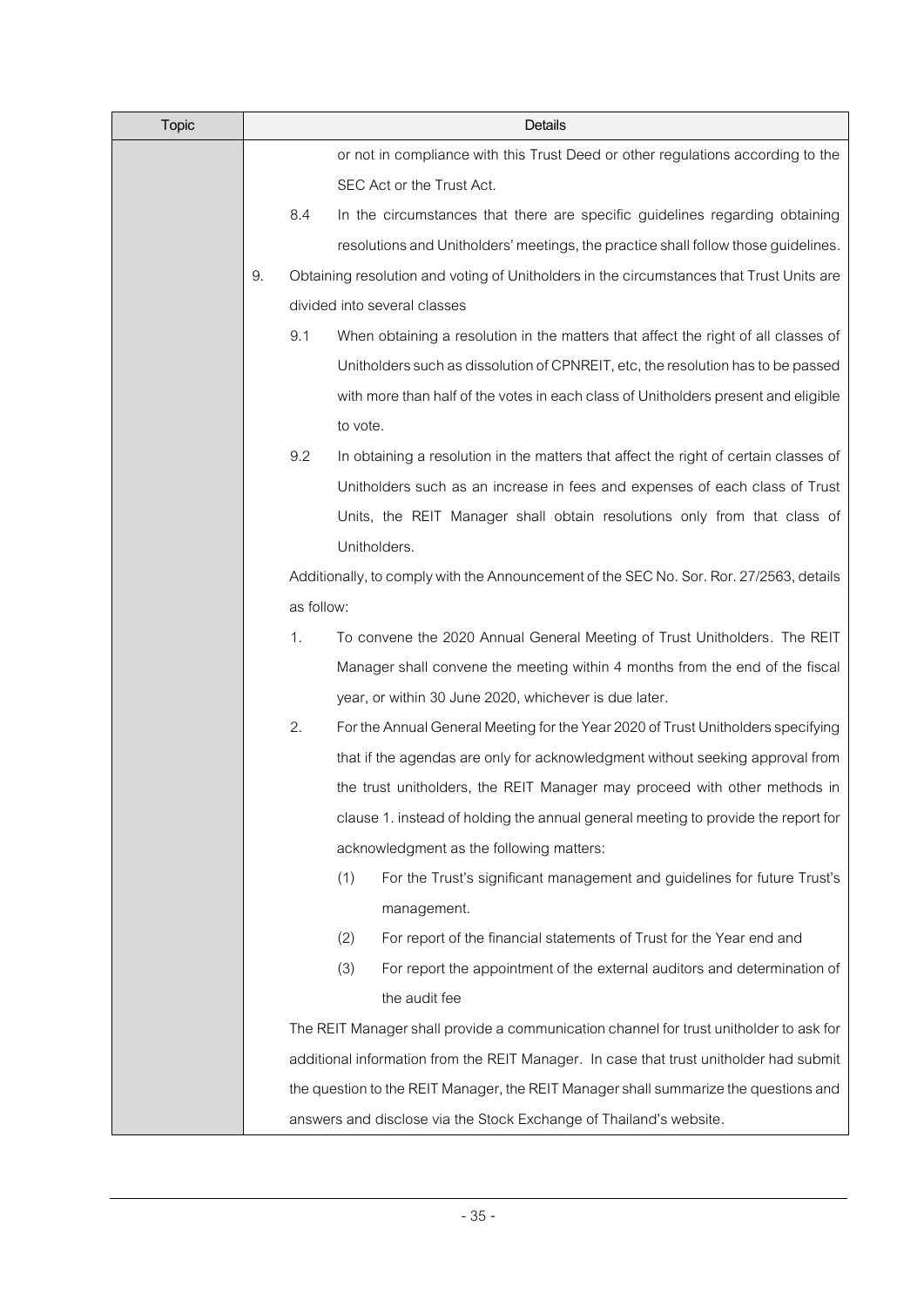| Topic | Details |
|---|---|
| | or not in compliance with this Trust Deed or other regulations according to the SEC Act or the Trust Act.<br>8.4 In the circumstances that there are specific guidelines regarding obtaining resolutions and Unitholders' meetings, the practice shall follow those guidelines.<br>9. Obtaining resolution and voting of Unitholders in the circumstances that Trust Units are divided into several classes<br>9.1 When obtaining a resolution in the matters that affect the right of all classes of Unitholders such as dissolution of CPNREIT, etc, the resolution has to be passed with more than half of the votes in each class of Unitholders present and eligible to vote.<br>9.2 In obtaining a resolution in the matters that affect the right of certain classes of Unitholders such as an increase in fees and expenses of each class of Trust Units, the REIT Manager shall obtain resolutions only from that class of Unitholders.<br>Additionally, to comply with the Announcement of the SEC No. Sor. Ror. 27/2563, details as follow:<br>1. To convene the 2020 Annual General Meeting of Trust Unitholders. The REIT Manager shall convene the meeting within 4 months from the end of the fiscal year, or within 30 June 2020, whichever is due later.<br>2. For the Annual General Meeting for the Year 2020 of Trust Unitholders specifying that if the agendas are only for acknowledgment without seeking approval from the trust unitholders, the REIT Manager may proceed with other methods in clause 1. instead of holding the annual general meeting to provide the report for acknowledgment as the following matters:<br>(1) For the Trust's significant management and guidelines for future Trust's management.<br>(2) For report of the financial statements of Trust for the Year end and<br>(3) For report the appointment of the external auditors and determination of the audit fee<br>The REIT Manager shall provide a communication channel for trust unitholder to ask for additional information from the REIT Manager. In case that trust unitholder had submit the question to the REIT Manager, the REIT Manager shall summarize the questions and answers and disclose via the Stock Exchange of Thailand's website. |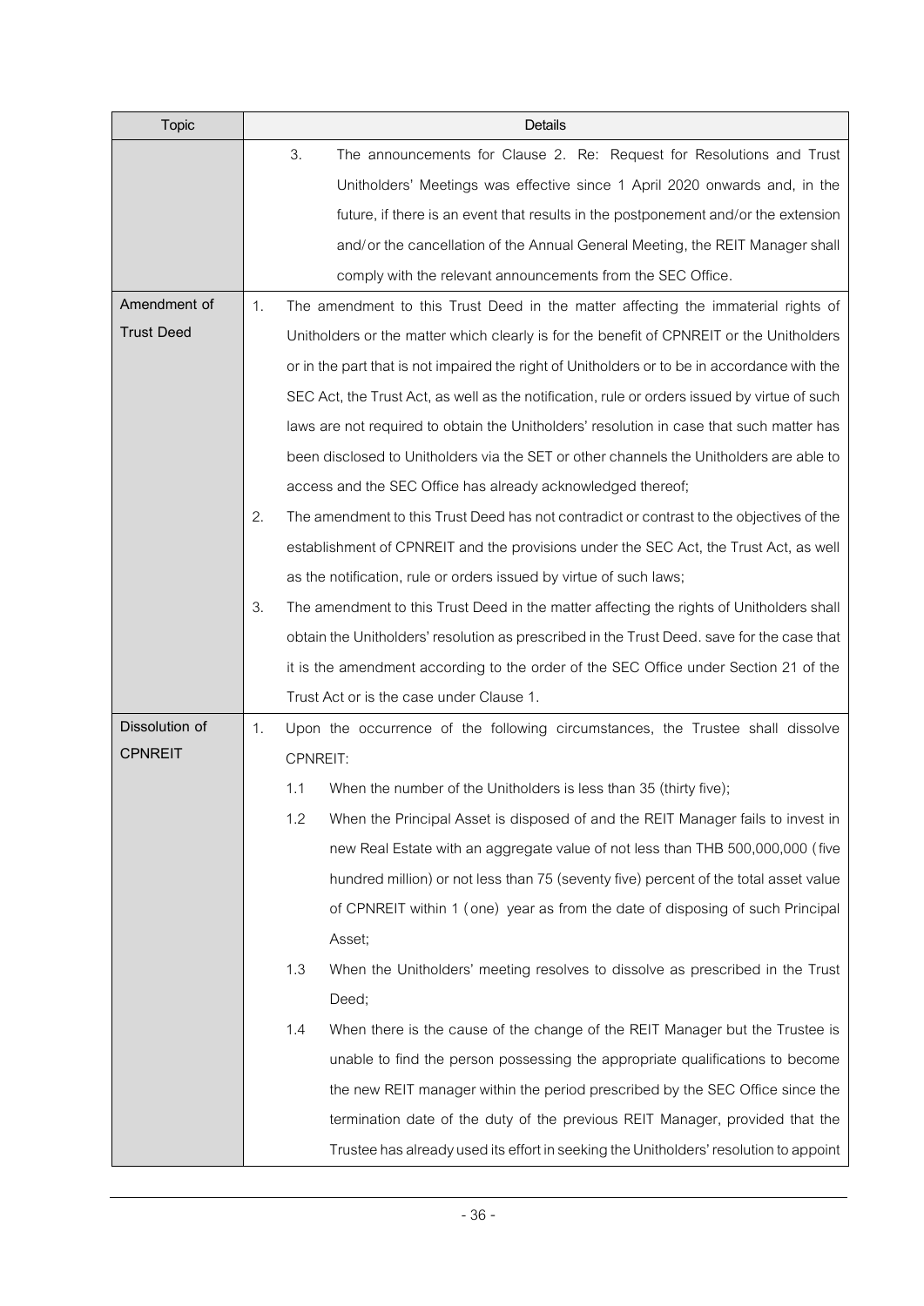| Topic | Details |
| --- | --- |
| | 3. The announcements for Clause 2. Re: Request for Resolutions and Trust Unitholders' Meetings was effective since 1 April 2020 onwards and, in the future, if there is an event that results in the postponement and/or the extension and/or the cancellation of the Annual General Meeting, the REIT Manager shall comply with the relevant announcements from the SEC Office. |
| Amendment of Trust Deed | 1. The amendment to this Trust Deed in the matter affecting the immaterial rights of Unitholders or the matter which clearly is for the benefit of CPNREIT or the Unitholders or in the part that is not impaired the right of Unitholders or to be in accordance with the SEC Act, the Trust Act, as well as the notification, rule or orders issued by virtue of such laws are not required to obtain the Unitholders' resolution in case that such matter has been disclosed to Unitholders via the SET or other channels the Unitholders are able to access and the SEC Office has already acknowledged thereof;<br>2. The amendment to this Trust Deed has not contradict or contrast to the objectives of the establishment of CPNREIT and the provisions under the SEC Act, the Trust Act, as well as the notification, rule or orders issued by virtue of such laws;<br>3. The amendment to this Trust Deed in the matter affecting the rights of Unitholders shall obtain the Unitholders' resolution as prescribed in the Trust Deed. save for the case that it is the amendment according to the order of the SEC Office under Section 21 of the Trust Act or is the case under Clause 1. |
| Dissolution of CPNREIT | 1. Upon the occurrence of the following circumstances, the Trustee shall dissolve CPNREIT:<br>1.1 When the number of the Unitholders is less than 35 (thirty five);<br>1.2 When the Principal Asset is disposed of and the REIT Manager fails to invest in new Real Estate with an aggregate value of not less than THB 500,000,000 (five hundred million) or not less than 75 (seventy five) percent of the total asset value of CPNREIT within 1 (one) year as from the date of disposing of such Principal Asset;<br>1.3 When the Unitholders' meeting resolves to dissolve as prescribed in the Trust Deed;<br>1.4 When there is the cause of the change of the REIT Manager but the Trustee is unable to find the person possessing the appropriate qualifications to become the new REIT manager within the period prescribed by the SEC Office since the termination date of the duty of the previous REIT Manager, provided that the Trustee has already used its effort in seeking the Unitholders' resolution to appoint |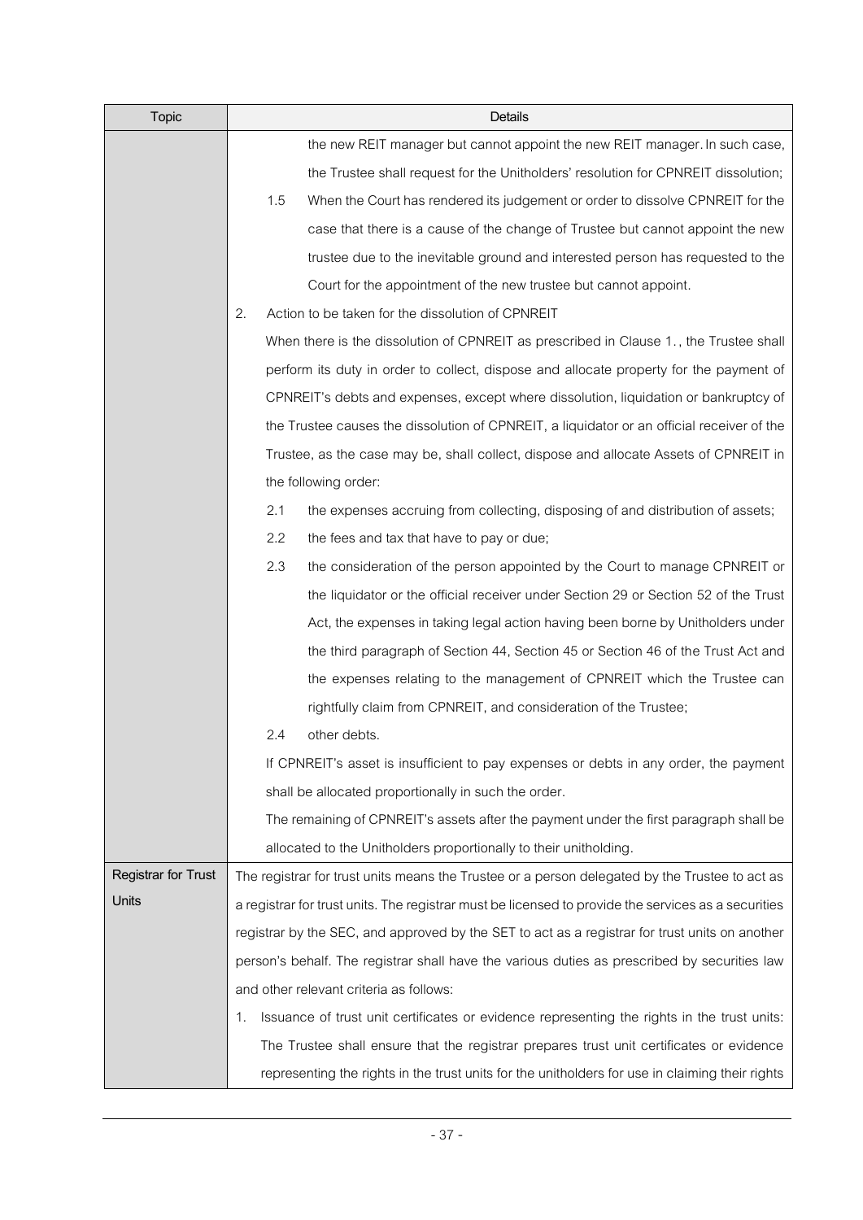| Topic | Details |
|---|---|
| | the new REIT manager but cannot appoint the new REIT manager. In such case, the Trustee shall request for the Unitholders' resolution for CPNREIT dissolution;<br>1.5 When the Court has rendered its judgement or order to dissolve CPNREIT for the case that there is a cause of the change of Trustee but cannot appoint the new trustee due to the inevitable ground and interested person has requested to the Court for the appointment of the new trustee but cannot appoint.<br>2. Action to be taken for the dissolution of CPNREIT<br>When there is the dissolution of CPNREIT as prescribed in Clause 1., the Trustee shall perform its duty in order to collect, dispose and allocate property for the payment of CPNREIT's debts and expenses, except where dissolution, liquidation or bankruptcy of the Trustee causes the dissolution of CPNREIT, a liquidator or an official receiver of the Trustee, as the case may be, shall collect, dispose and allocate Assets of CPNREIT in the following order:<br>2.1 the expenses accruing from collecting, disposing of and distribution of assets;<br>2.2 the fees and tax that have to pay or due;<br>2.3 the consideration of the person appointed by the Court to manage CPNREIT or the liquidator or the official receiver under Section 29 or Section 52 of the Trust Act, the expenses in taking legal action having been borne by Unitholders under the third paragraph of Section 44, Section 45 or Section 46 of the Trust Act and the expenses relating to the management of CPNREIT which the Trustee can rightfully claim from CPNREIT, and consideration of the Trustee;<br>2.4 other debts.<br>If CPNREIT's asset is insufficient to pay expenses or debts in any order, the payment shall be allocated proportionally in such the order.<br>The remaining of CPNREIT's assets after the payment under the first paragraph shall be allocated to the Unitholders proportionally to their unitholding. |
| Registrar for Trust Units | The registrar for trust units means the Trustee or a person delegated by the Trustee to act as a registrar for trust units. The registrar must be licensed to provide the services as a securities registrar by the SEC, and approved by the SET to act as a registrar for trust units on another person's behalf. The registrar shall have the various duties as prescribed by securities law and other relevant criteria as follows:<br>1. Issuance of trust unit certificates or evidence representing the rights in the trust units: The Trustee shall ensure that the registrar prepares trust unit certificates or evidence representing the rights in the trust units for the unitholders for use in claiming their rights |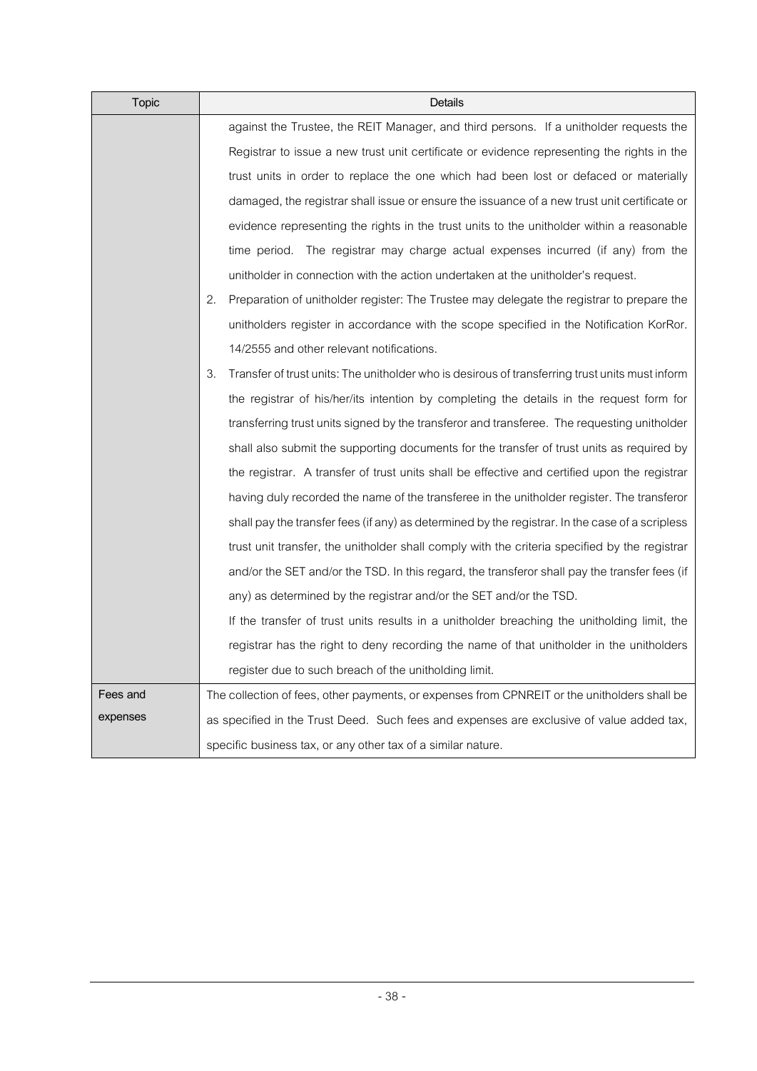| Topic | Details |
| --- | --- |
| | against the Trustee, the REIT Manager, and third persons. If a unitholder requests the Registrar to issue a new trust unit certificate or evidence representing the rights in the trust units in order to replace the one which had been lost or defaced or materially damaged, the registrar shall issue or ensure the issuance of a new trust unit certificate or evidence representing the rights in the trust units to the unitholder within a reasonable time period. The registrar may charge actual expenses incurred (if any) from the unitholder in connection with the action undertaken at the unitholder's request.<br>2. Preparation of unitholder register: The Trustee may delegate the registrar to prepare the unitholders register in accordance with the scope specified in the Notification KorRor. 14/2555 and other relevant notifications.<br>3. Transfer of trust units: The unitholder who is desirous of transferring trust units must inform the registrar of his/her/its intention by completing the details in the request form for transferring trust units signed by the transferor and transferee. The requesting unitholder shall also submit the supporting documents for the transfer of trust units as required by the registrar. A transfer of trust units shall be effective and certified upon the registrar having duly recorded the name of the transferee in the unitholder register. The transferor shall pay the transfer fees (if any) as determined by the registrar. In the case of a scripless trust unit transfer, the unitholder shall comply with the criteria specified by the registrar and/or the SET and/or the TSD. In this regard, the transferor shall pay the transfer fees (if any) as determined by the registrar and/or the SET and/or the TSD.<br>If the transfer of trust units results in a unitholder breaching the unitholding limit, the registrar has the right to deny recording the name of that unitholder in the unitholders register due to such breach of the unitholding limit. |
| Fees and expenses | The collection of fees, other payments, or expenses from CPNREIT or the unitholders shall be as specified in the Trust Deed. Such fees and expenses are exclusive of value added tax, specific business tax, or any other tax of a similar nature. |